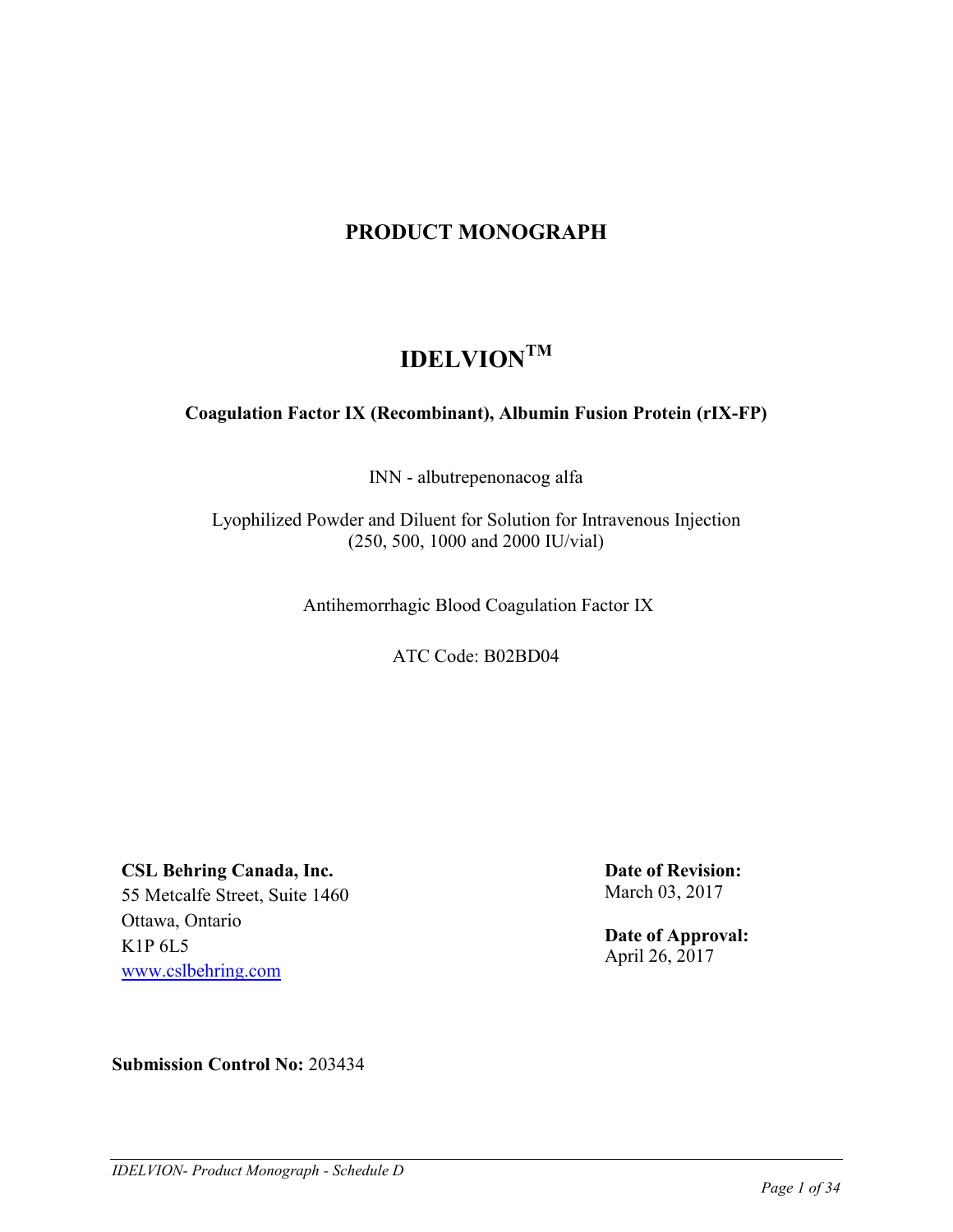# PRODUCT MONOGRAPH

# IDELVION™

**Coagulation Factor IX (Recombinant), Albumin Fusion Protein (rIX-FP)**

INN - albutrepenonacog alfa

Lyophilized Powder and Diluent for Solution for Intravenous Injection
(250, 500, 1000 and 2000 IU/vial)

Antihemorrhagic Blood Coagulation Factor IX

ATC Code: B02BD04

**CSL Behring Canada, Inc.**
55 Metcalfe Street, Suite 1460
Ottawa, Ontario
K1P 6L5
www.cslbehring.com

**Date of Revision:**
March 03, 2017

**Date of Approval:**
April 26, 2017

**Submission Control No:** 203434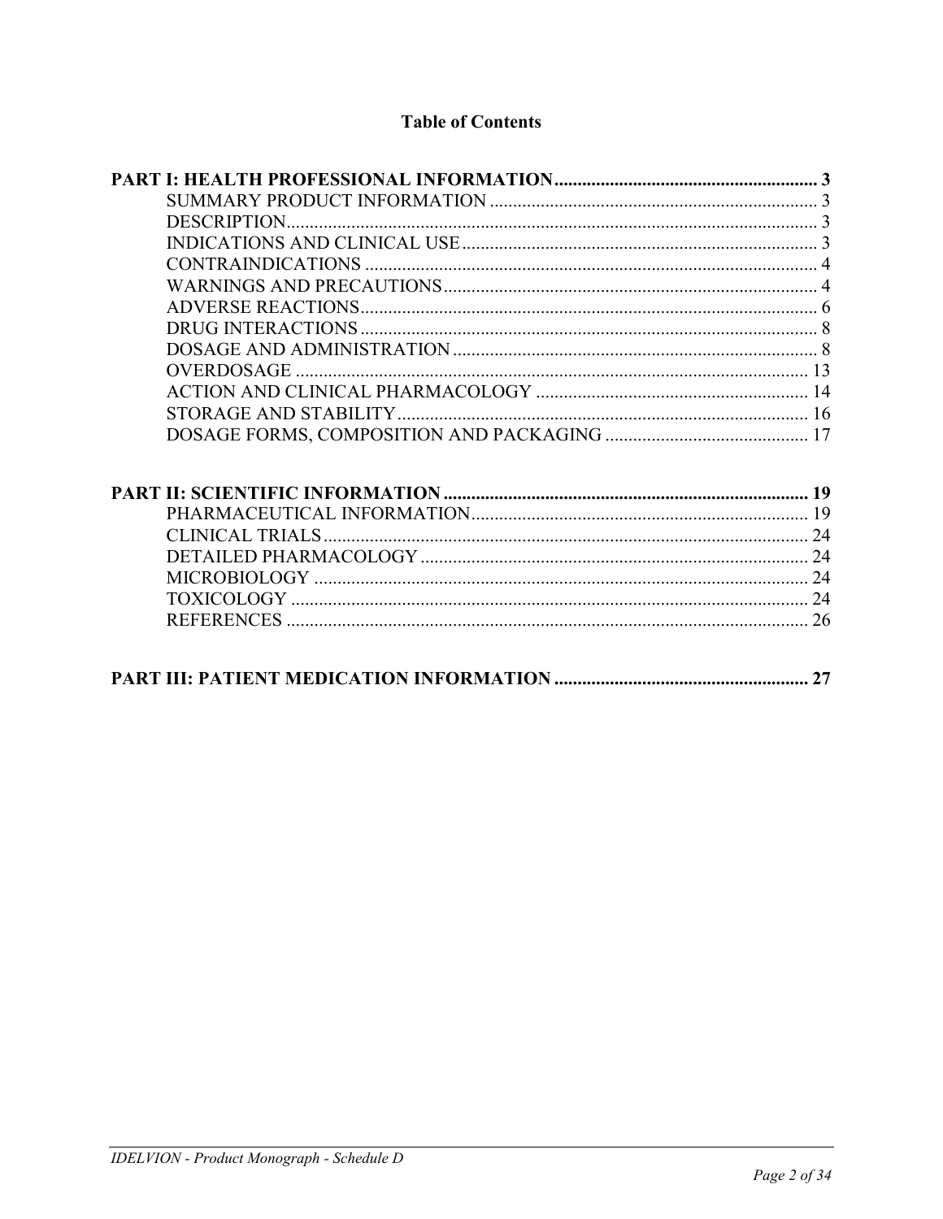# Table of Contents

**PART I: HEALTH PROFESSIONAL INFORMATION ......................................................... 3**

- SUMMARY PRODUCT INFORMATION ....................................................................... 3
- DESCRIPTION................................................................................................................... 3
- INDICATIONS AND CLINICAL USE ............................................................................. 3
- CONTRAINDICATIONS .................................................................................................. 4
- WARNINGS AND PRECAUTIONS ................................................................................. 4
- ADVERSE REACTIONS................................................................................................... 6
- DRUG INTERACTIONS ................................................................................................... 8
- DOSAGE AND ADMINISTRATION ............................................................................... 8
- OVERDOSAGE ................................................................................................................ 13
- ACTION AND CLINICAL PHARMACOLOGY ............................................................ 14
- STORAGE AND STABILITY......................................................................................... 16
- DOSAGE FORMS, COMPOSITION AND PACKAGING ............................................ 17

**PART II: SCIENTIFIC INFORMATION ............................................................................... 19**

- PHARMACEUTICAL INFORMATION......................................................................... 19
- CLINICAL TRIALS......................................................................................................... 24
- DETAILED PHARMACOLOGY .................................................................................... 24
- MICROBIOLOGY ........................................................................................................... 24
- TOXICOLOGY ................................................................................................................ 24
- REFERENCES ................................................................................................................. 26

**PART III: PATIENT MEDICATION INFORMATION ....................................................... 27**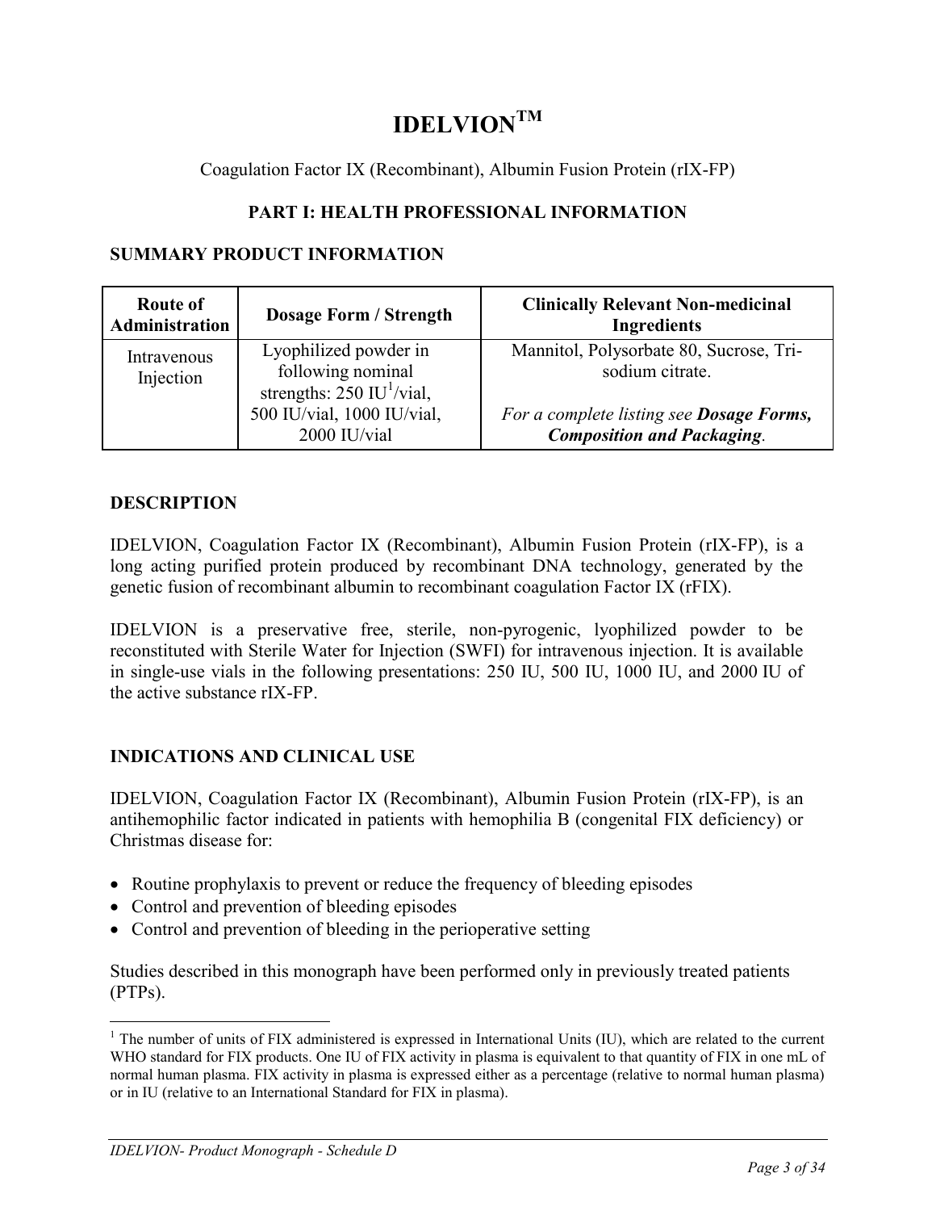# IDELVION™

Coagulation Factor IX (Recombinant), Albumin Fusion Protein (rIX-FP)

## PART I: HEALTH PROFESSIONAL INFORMATION

### SUMMARY PRODUCT INFORMATION

| Route of Administration | Dosage Form / Strength | Clinically Relevant Non-medicinal Ingredients |
|---|---|---|
| Intravenous Injection | Lyophilized powder in following nominal strengths: 250 IU[1]/vial, 500 IU/vial, 1000 IU/vial, 2000 IU/vial | Mannitol, Polysorbate 80, Sucrose, Tri-sodium citrate. *For a complete listing see **Dosage Forms, Composition and Packaging**.* |

### DESCRIPTION

IDELVION, Coagulation Factor IX (Recombinant), Albumin Fusion Protein (rIX-FP), is a long acting purified protein produced by recombinant DNA technology, generated by the genetic fusion of recombinant albumin to recombinant coagulation Factor IX (rFIX).

IDELVION is a preservative free, sterile, non-pyrogenic, lyophilized powder to be reconstituted with Sterile Water for Injection (SWFI) for intravenous injection. It is available in single-use vials in the following presentations: 250 IU, 500 IU, 1000 IU, and 2000 IU of the active substance rIX-FP.

### INDICATIONS AND CLINICAL USE

IDELVION, Coagulation Factor IX (Recombinant), Albumin Fusion Protein (rIX-FP), is an antihemophilic factor indicated in patients with hemophilia B (congenital FIX deficiency) or Christmas disease for:

- Routine prophylaxis to prevent or reduce the frequency of bleeding episodes
- Control and prevention of bleeding episodes
- Control and prevention of bleeding in the perioperative setting

Studies described in this monograph have been performed only in previously treated patients (PTPs).

[1] The number of units of FIX administered is expressed in International Units (IU), which are related to the current WHO standard for FIX products. One IU of FIX activity in plasma is equivalent to that quantity of FIX in one mL of normal human plasma. FIX activity in plasma is expressed either as a percentage (relative to normal human plasma) or in IU (relative to an International Standard for FIX in plasma).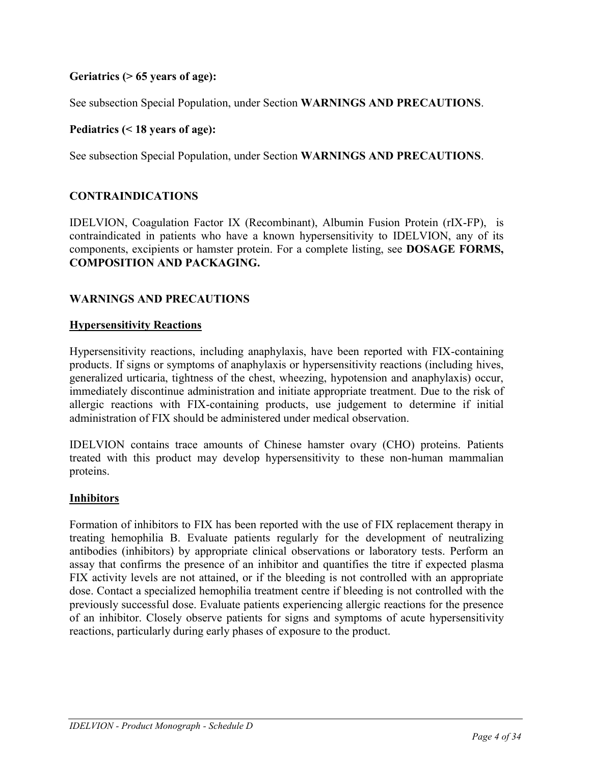**Geriatrics (> 65 years of age):**

See subsection Special Population, under Section **WARNINGS AND PRECAUTIONS**.

**Pediatrics (< 18 years of age):**

See subsection Special Population, under Section **WARNINGS AND PRECAUTIONS**.

## CONTRAINDICATIONS

IDELVION, Coagulation Factor IX (Recombinant), Albumin Fusion Protein (rIX-FP), is contraindicated in patients who have a known hypersensitivity to IDELVION, any of its components, excipients or hamster protein. For a complete listing, see **DOSAGE FORMS, COMPOSITION AND PACKAGING.**

## WARNINGS AND PRECAUTIONS

### Hypersensitivity Reactions

Hypersensitivity reactions, including anaphylaxis, have been reported with FIX-containing products. If signs or symptoms of anaphylaxis or hypersensitivity reactions (including hives, generalized urticaria, tightness of the chest, wheezing, hypotension and anaphylaxis) occur, immediately discontinue administration and initiate appropriate treatment. Due to the risk of allergic reactions with FIX-containing products, use judgement to determine if initial administration of FIX should be administered under medical observation.

IDELVION contains trace amounts of Chinese hamster ovary (CHO) proteins. Patients treated with this product may develop hypersensitivity to these non-human mammalian proteins.

### Inhibitors

Formation of inhibitors to FIX has been reported with the use of FIX replacement therapy in treating hemophilia B. Evaluate patients regularly for the development of neutralizing antibodies (inhibitors) by appropriate clinical observations or laboratory tests. Perform an assay that confirms the presence of an inhibitor and quantifies the titre if expected plasma FIX activity levels are not attained, or if the bleeding is not controlled with an appropriate dose. Contact a specialized hemophilia treatment centre if bleeding is not controlled with the previously successful dose. Evaluate patients experiencing allergic reactions for the presence of an inhibitor. Closely observe patients for signs and symptoms of acute hypersensitivity reactions, particularly during early phases of exposure to the product.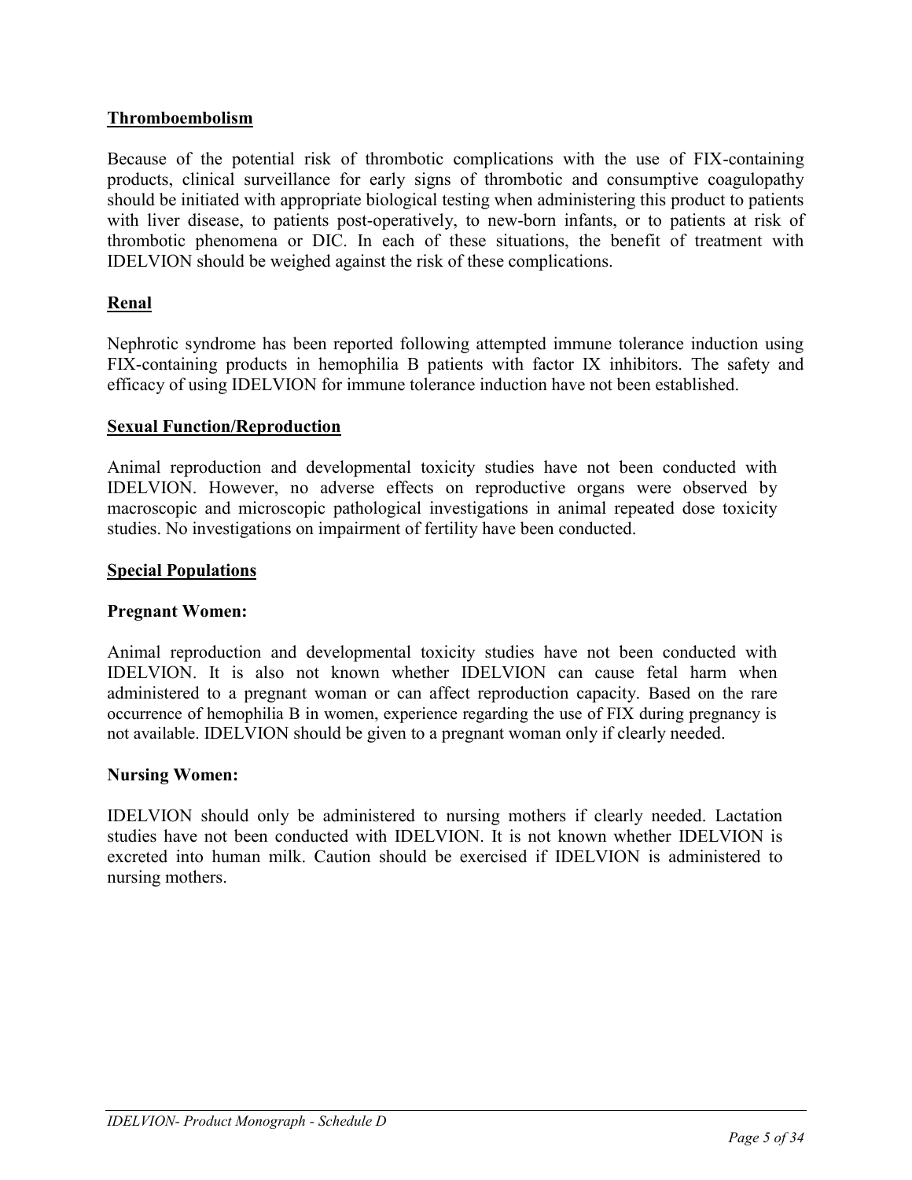## Thromboembolism

Because of the potential risk of thrombotic complications with the use of FIX-containing products, clinical surveillance for early signs of thrombotic and consumptive coagulopathy should be initiated with appropriate biological testing when administering this product to patients with liver disease, to patients post-operatively, to new-born infants, or to patients at risk of thrombotic phenomena or DIC. In each of these situations, the benefit of treatment with IDELVION should be weighed against the risk of these complications.

## Renal

Nephrotic syndrome has been reported following attempted immune tolerance induction using FIX-containing products in hemophilia B patients with factor IX inhibitors. The safety and efficacy of using IDELVION for immune tolerance induction have not been established.

## Sexual Function/Reproduction

Animal reproduction and developmental toxicity studies have not been conducted with IDELVION. However, no adverse effects on reproductive organs were observed by macroscopic and microscopic pathological investigations in animal repeated dose toxicity studies. No investigations on impairment of fertility have been conducted.

## Special Populations

### Pregnant Women:

Animal reproduction and developmental toxicity studies have not been conducted with IDELVION. It is also not known whether IDELVION can cause fetal harm when administered to a pregnant woman or can affect reproduction capacity. Based on the rare occurrence of hemophilia B in women, experience regarding the use of FIX during pregnancy is not available. IDELVION should be given to a pregnant woman only if clearly needed.

### Nursing Women:

IDELVION should only be administered to nursing mothers if clearly needed. Lactation studies have not been conducted with IDELVION. It is not known whether IDELVION is excreted into human milk. Caution should be exercised if IDELVION is administered to nursing mothers.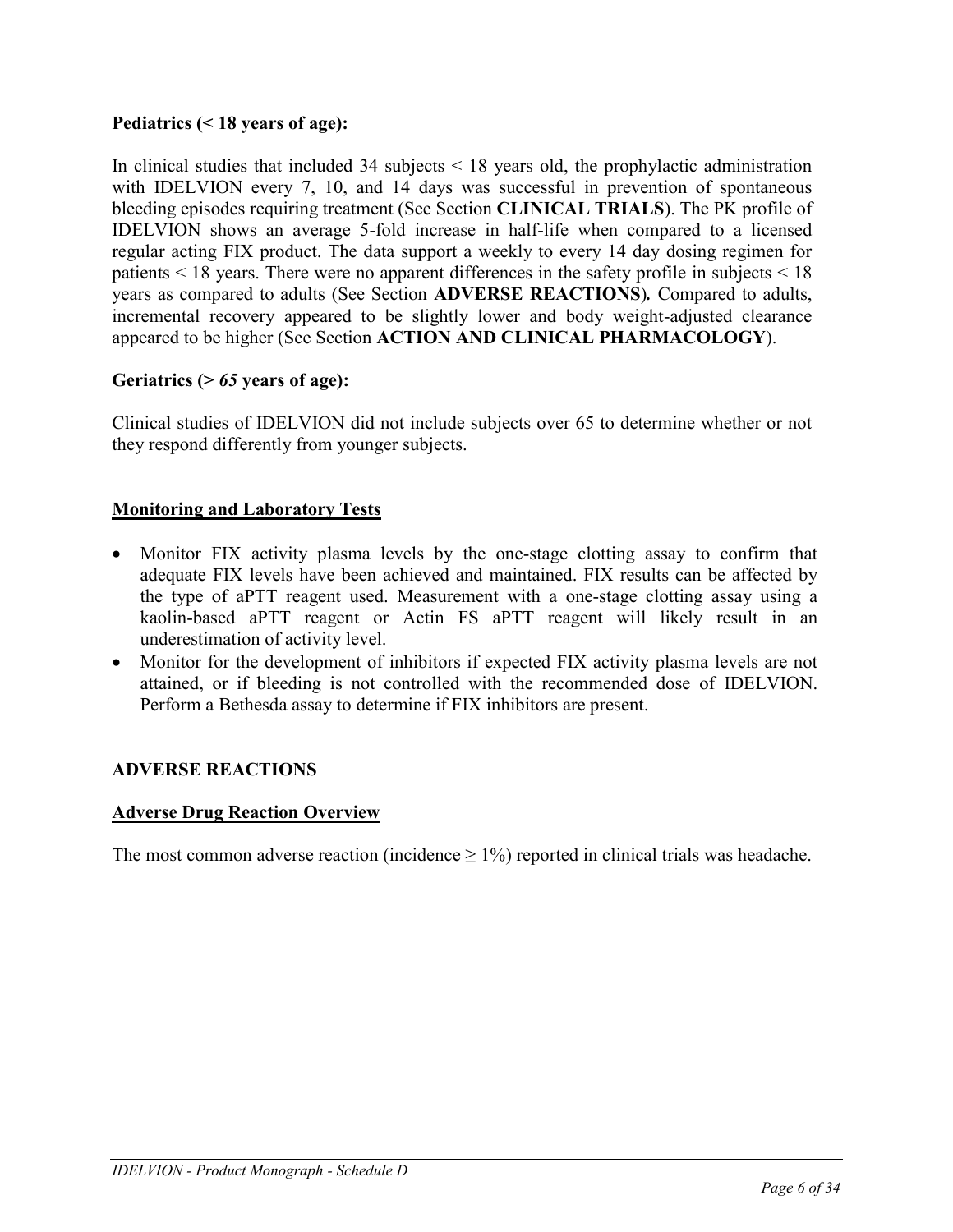**Pediatrics (< 18 years of age):**

In clinical studies that included 34 subjects < 18 years old, the prophylactic administration with IDELVION every 7, 10, and 14 days was successful in prevention of spontaneous bleeding episodes requiring treatment (See Section **CLINICAL TRIALS**). The PK profile of IDELVION shows an average 5-fold increase in half-life when compared to a licensed regular acting FIX product. The data support a weekly to every 14 day dosing regimen for patients < 18 years. There were no apparent differences in the safety profile in subjects < 18 years as compared to adults (See Section **ADVERSE REACTIONS**)**.** Compared to adults, incremental recovery appeared to be slightly lower and body weight-adjusted clearance appeared to be higher (See Section **ACTION AND CLINICAL PHARMACOLOGY**).

**Geriatrics (>** ***65*** **years of age):**

Clinical studies of IDELVION did not include subjects over 65 to determine whether or not they respond differently from younger subjects.

## Monitoring and Laboratory Tests

- Monitor FIX activity plasma levels by the one-stage clotting assay to confirm that adequate FIX levels have been achieved and maintained. FIX results can be affected by the type of aPTT reagent used. Measurement with a one-stage clotting assay using a kaolin-based aPTT reagent or Actin FS aPTT reagent will likely result in an underestimation of activity level.
- Monitor for the development of inhibitors if expected FIX activity plasma levels are not attained, or if bleeding is not controlled with the recommended dose of IDELVION. Perform a Bethesda assay to determine if FIX inhibitors are present.

# ADVERSE REACTIONS

## Adverse Drug Reaction Overview

The most common adverse reaction (incidence ≥ 1%) reported in clinical trials was headache.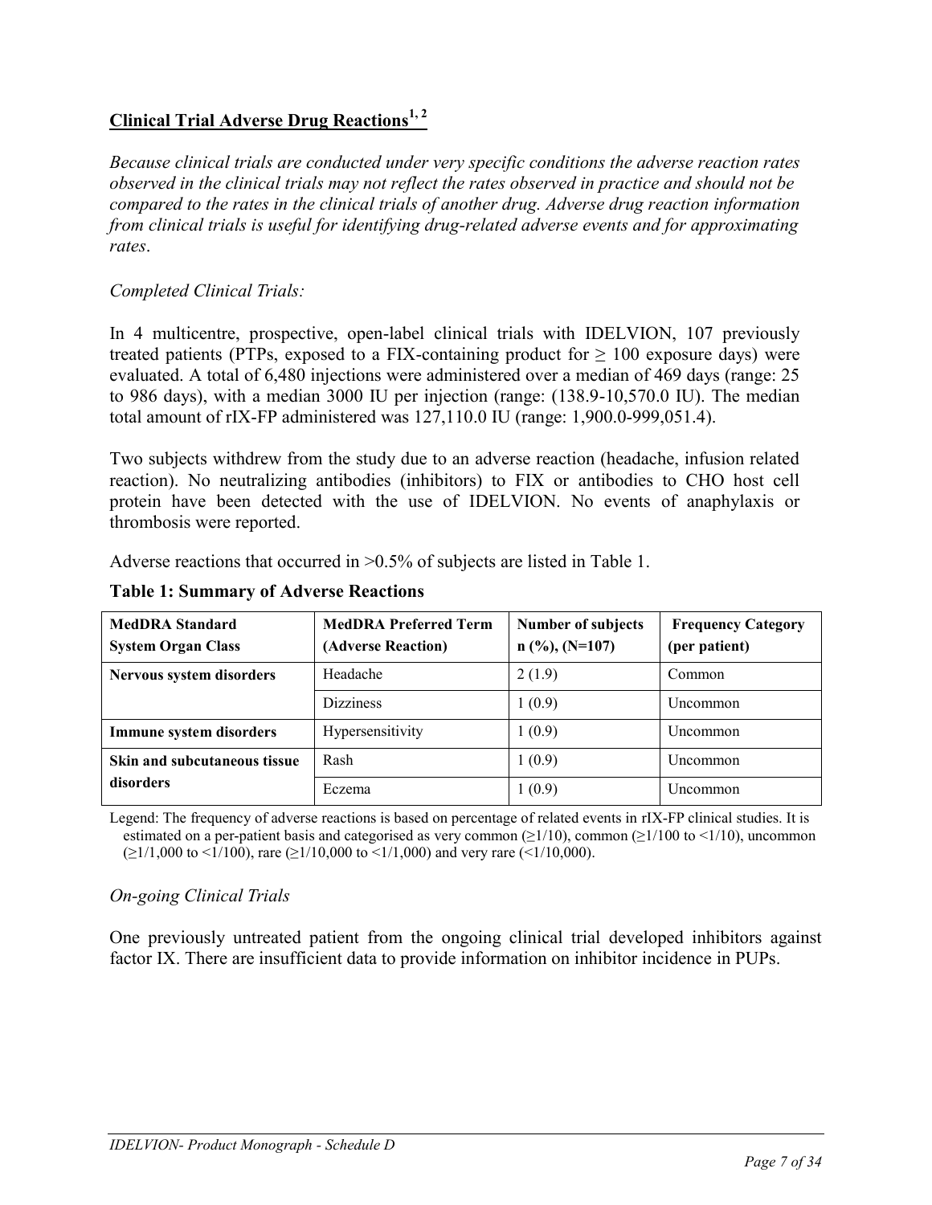## Clinical Trial Adverse Drug Reactions[1, 2]

*Because clinical trials are conducted under very specific conditions the adverse reaction rates observed in the clinical trials may not reflect the rates observed in practice and should not be compared to the rates in the clinical trials of another drug. Adverse drug reaction information from clinical trials is useful for identifying drug-related adverse events and for approximating rates*.

*Completed Clinical Trials:*

In 4 multicentre, prospective, open-label clinical trials with IDELVION, 107 previously treated patients (PTPs, exposed to a FIX-containing product for ≥ 100 exposure days) were evaluated. A total of 6,480 injections were administered over a median of 469 days (range: 25 to 986 days), with a median 3000 IU per injection (range: (138.9-10,570.0 IU). The median total amount of rIX-FP administered was 127,110.0 IU (range: 1,900.0-999,051.4).

Two subjects withdrew from the study due to an adverse reaction (headache, infusion related reaction). No neutralizing antibodies (inhibitors) to FIX or antibodies to CHO host cell protein have been detected with the use of IDELVION. No events of anaphylaxis or thrombosis were reported.

Adverse reactions that occurred in >0.5% of subjects are listed in Table 1.

**Table 1: Summary of Adverse Reactions**

| MedDRA Standard System Organ Class | MedDRA Preferred Term (Adverse Reaction) | Number of subjects n (%), (N=107) | Frequency Category (per patient) |
|---|---|---|---|
| **Nervous system disorders** | Headache | 2 (1.9) | Common |
| | Dizziness | 1 (0.9) | Uncommon |
| **Immune system disorders** | Hypersensitivity | 1 (0.9) | Uncommon |
| **Skin and subcutaneous tissue disorders** | Rash | 1 (0.9) | Uncommon |
| | Eczema | 1 (0.9) | Uncommon |

Legend: The frequency of adverse reactions is based on percentage of related events in rIX-FP clinical studies. It is estimated on a per-patient basis and categorised as very common (≥1/10), common (≥1/100 to <1/10), uncommon (≥1/1,000 to <1/100), rare (≥1/10,000 to <1/1,000) and very rare (<1/10,000).

*On-going Clinical Trials*

One previously untreated patient from the ongoing clinical trial developed inhibitors against factor IX. There are insufficient data to provide information on inhibitor incidence in PUPs.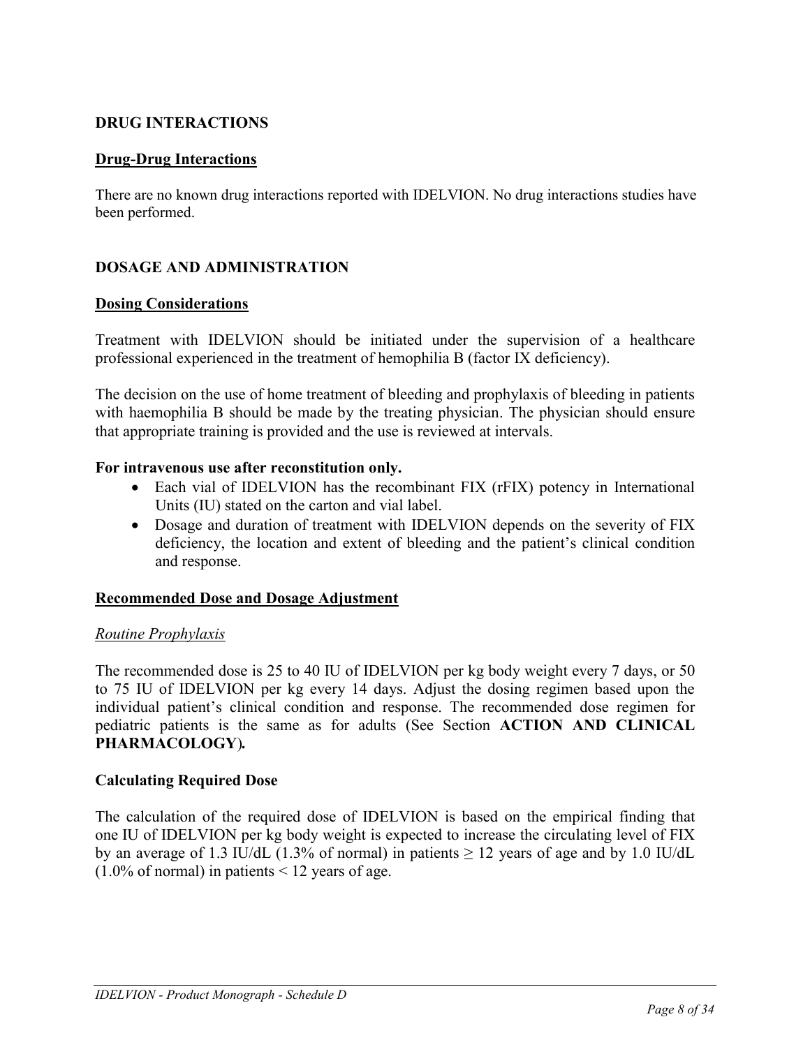## DRUG INTERACTIONS

### Drug-Drug Interactions

There are no known drug interactions reported with IDELVION. No drug interactions studies have been performed.

## DOSAGE AND ADMINISTRATION

### Dosing Considerations

Treatment with IDELVION should be initiated under the supervision of a healthcare professional experienced in the treatment of hemophilia B (factor IX deficiency).

The decision on the use of home treatment of bleeding and prophylaxis of bleeding in patients with haemophilia B should be made by the treating physician. The physician should ensure that appropriate training is provided and the use is reviewed at intervals.

**For intravenous use after reconstitution only.**

- Each vial of IDELVION has the recombinant FIX (rFIX) potency in International Units (IU) stated on the carton and vial label.
- Dosage and duration of treatment with IDELVION depends on the severity of FIX deficiency, the location and extent of bleeding and the patient's clinical condition and response.

### Recommended Dose and Dosage Adjustment

*Routine Prophylaxis*

The recommended dose is 25 to 40 IU of IDELVION per kg body weight every 7 days, or 50 to 75 IU of IDELVION per kg every 14 days. Adjust the dosing regimen based upon the individual patient's clinical condition and response. The recommended dose regimen for pediatric patients is the same as for adults (See Section **ACTION AND CLINICAL PHARMACOLOGY**)**.**

**Calculating Required Dose**

The calculation of the required dose of IDELVION is based on the empirical finding that one IU of IDELVION per kg body weight is expected to increase the circulating level of FIX by an average of 1.3 IU/dL (1.3% of normal) in patients $\geq$ 12 years of age and by 1.0 IU/dL (1.0% of normal) in patients < 12 years of age.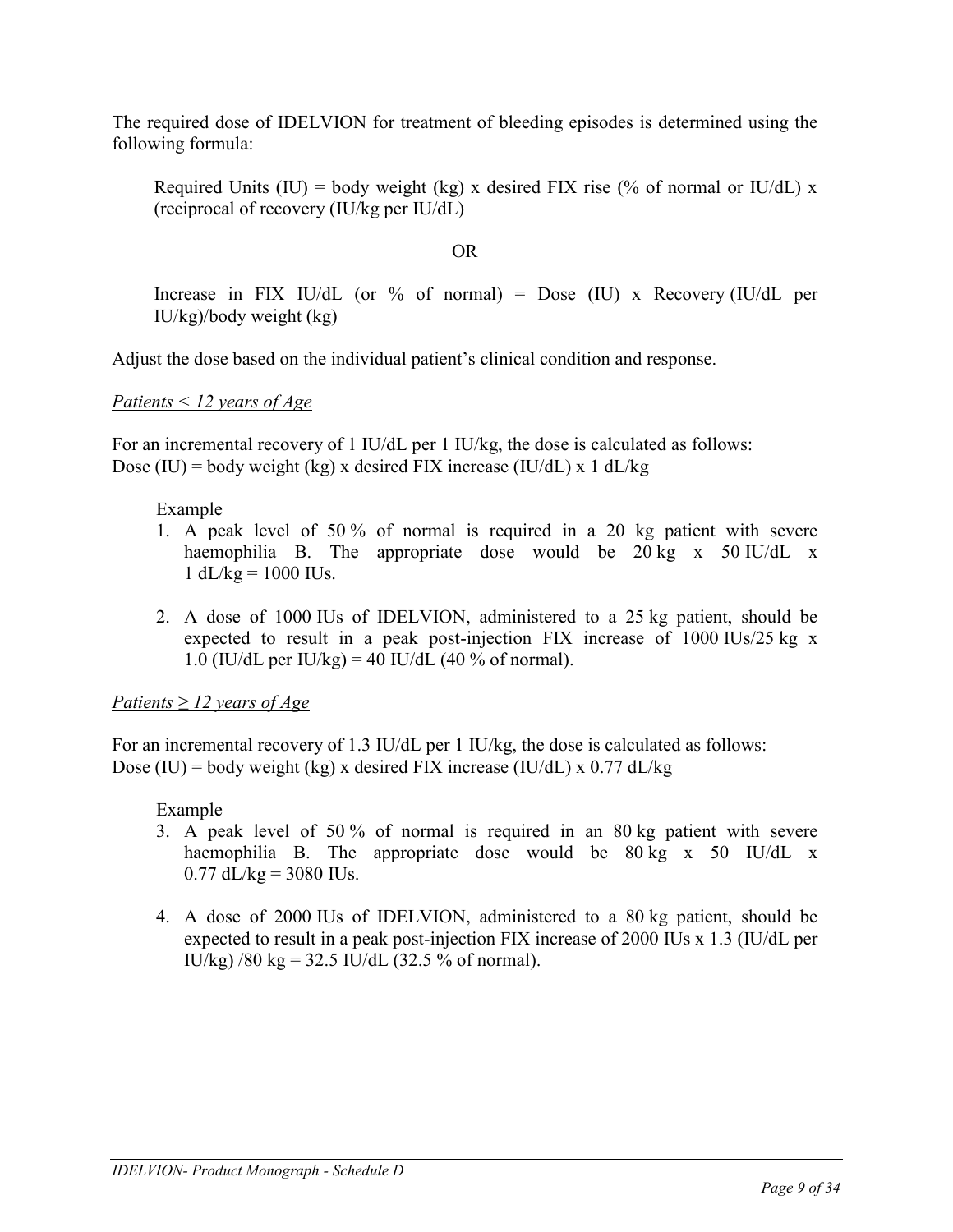The required dose of IDELVION for treatment of bleeding episodes is determined using the following formula:

> Required Units (IU) = body weight (kg) x desired FIX rise (% of normal or IU/dL) x (reciprocal of recovery (IU/kg per IU/dL)
>
> OR
>
> Increase in FIX IU/dL (or % of normal) = Dose (IU) x Recovery (IU/dL per IU/kg)/body weight (kg)

Adjust the dose based on the individual patient's clinical condition and response.

*Patients < 12 years of Age*

For an incremental recovery of 1 IU/dL per 1 IU/kg, the dose is calculated as follows:
Dose (IU) = body weight (kg) x desired FIX increase (IU/dL) x 1 dL/kg

Example

1. A peak level of 50 % of normal is required in a 20 kg patient with severe haemophilia B. The appropriate dose would be 20 kg x 50 IU/dL x 1 dL/kg = 1000 IUs.

2. A dose of 1000 IUs of IDELVION, administered to a 25 kg patient, should be expected to result in a peak post-injection FIX increase of 1000 IUs/25 kg x 1.0 (IU/dL per IU/kg) = 40 IU/dL (40 % of normal).

*Patients ≥ 12 years of Age*

For an incremental recovery of 1.3 IU/dL per 1 IU/kg, the dose is calculated as follows:
Dose (IU) = body weight (kg) x desired FIX increase (IU/dL) x 0.77 dL/kg

Example

3. A peak level of 50 % of normal is required in an 80 kg patient with severe haemophilia B. The appropriate dose would be 80 kg x 50 IU/dL x 0.77 dL/kg = 3080 IUs.

4. A dose of 2000 IUs of IDELVION, administered to a 80 kg patient, should be expected to result in a peak post-injection FIX increase of 2000 IUs x 1.3 (IU/dL per IU/kg) /80 kg = 32.5 IU/dL (32.5 % of normal).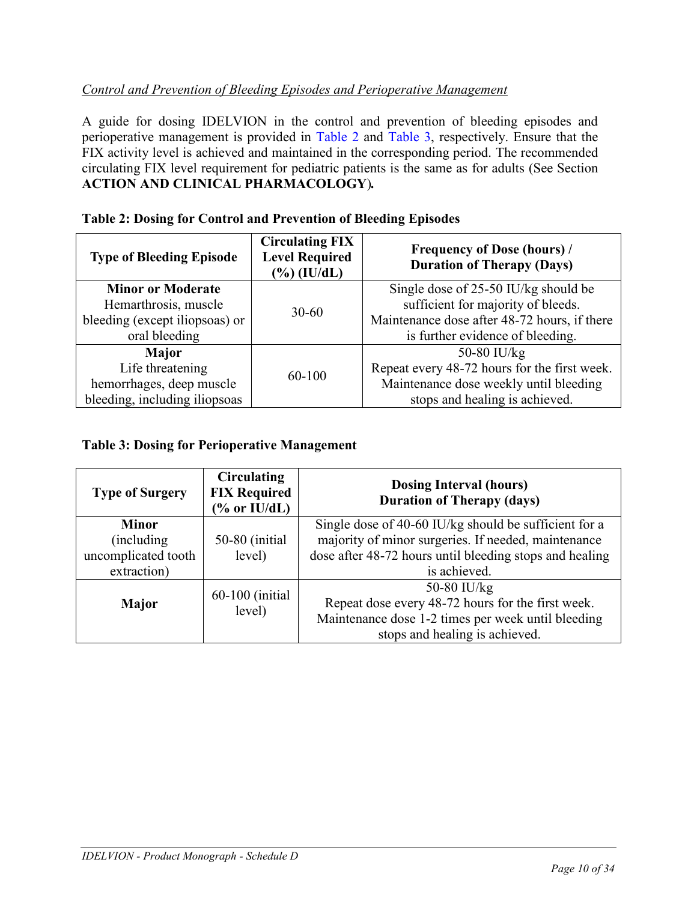*Control and Prevention of Bleeding Episodes and Perioperative Management*

A guide for dosing IDELVION in the control and prevention of bleeding episodes and perioperative management is provided in Table 2 and Table 3, respectively. Ensure that the FIX activity level is achieved and maintained in the corresponding period. The recommended circulating FIX level requirement for pediatric patients is the same as for adults (See Section **ACTION AND CLINICAL PHARMACOLOGY**)**.**

**Table 2: Dosing for Control and Prevention of Bleeding Episodes**

| Type of Bleeding Episode | Circulating FIX Level Required (%) (IU/dL) | Frequency of Dose (hours) / Duration of Therapy (Days) |
|---|---|---|
| **Minor or Moderate** Hemarthrosis, muscle bleeding (except iliopsoas) or oral bleeding | 30-60 | Single dose of 25-50 IU/kg should be sufficient for majority of bleeds. Maintenance dose after 48-72 hours, if there is further evidence of bleeding. |
| **Major** Life threatening hemorrhages, deep muscle bleeding, including iliopsoas | 60-100 | 50-80 IU/kg Repeat every 48-72 hours for the first week. Maintenance dose weekly until bleeding stops and healing is achieved. |

**Table 3: Dosing for Perioperative Management**

| Type of Surgery | Circulating FIX Required (% or IU/dL) | Dosing Interval (hours) Duration of Therapy (days) |
|---|---|---|
| **Minor** (including uncomplicated tooth extraction) | 50-80 (initial level) | Single dose of 40-60 IU/kg should be sufficient for a majority of minor surgeries. If needed, maintenance dose after 48-72 hours until bleeding stops and healing is achieved. |
| **Major** | 60-100 (initial level) | 50-80 IU/kg Repeat dose every 48-72 hours for the first week. Maintenance dose 1-2 times per week until bleeding stops and healing is achieved. |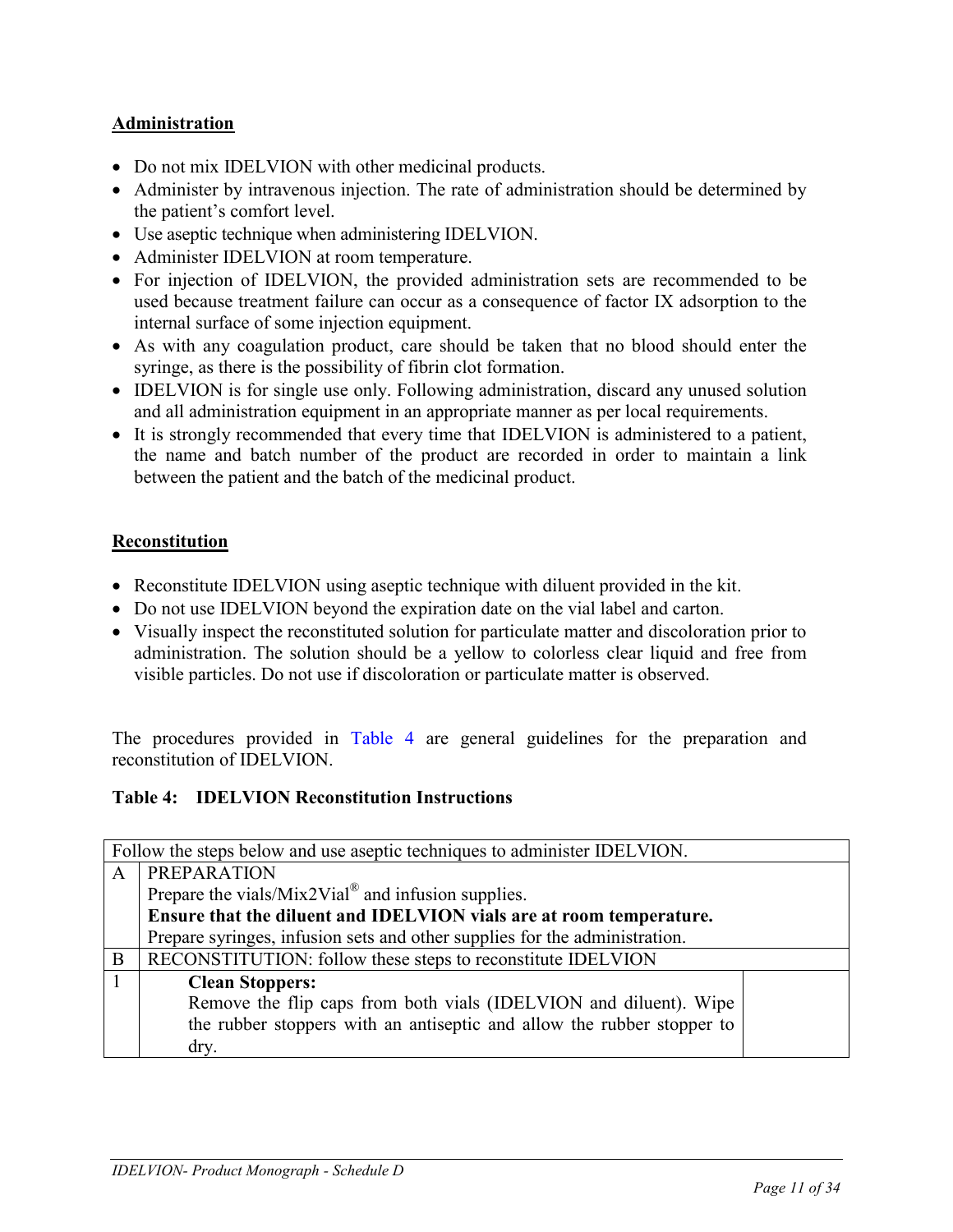**Administration**

- Do not mix IDELVION with other medicinal products.
- Administer by intravenous injection. The rate of administration should be determined by the patient's comfort level.
- Use aseptic technique when administering IDELVION.
- Administer IDELVION at room temperature.
- For injection of IDELVION, the provided administration sets are recommended to be used because treatment failure can occur as a consequence of factor IX adsorption to the internal surface of some injection equipment.
- As with any coagulation product, care should be taken that no blood should enter the syringe, as there is the possibility of fibrin clot formation.
- IDELVION is for single use only. Following administration, discard any unused solution and all administration equipment in an appropriate manner as per local requirements.
- It is strongly recommended that every time that IDELVION is administered to a patient, the name and batch number of the product are recorded in order to maintain a link between the patient and the batch of the medicinal product.

**Reconstitution**

- Reconstitute IDELVION using aseptic technique with diluent provided in the kit.
- Do not use IDELVION beyond the expiration date on the vial label and carton.
- Visually inspect the reconstituted solution for particulate matter and discoloration prior to administration. The solution should be a yellow to colorless clear liquid and free from visible particles. Do not use if discoloration or particulate matter is observed.

The procedures provided in Table 4 are general guidelines for the preparation and reconstitution of IDELVION.

**Table 4: IDELVION Reconstitution Instructions**

| Follow the steps below and use aseptic techniques to administer IDELVION. | | |
|---|---|---|
| A | PREPARATION<br>Prepare the vials/Mix2Vial® and infusion supplies.<br>**Ensure that the diluent and IDELVION vials are at room temperature.**<br>Prepare syringes, infusion sets and other supplies for the administration. | |
| B | RECONSTITUTION: follow these steps to reconstitute IDELVION | |
| 1 | **Clean Stoppers:**<br>Remove the flip caps from both vials (IDELVION and diluent). Wipe the rubber stoppers with an antiseptic and allow the rubber stopper to dry. | |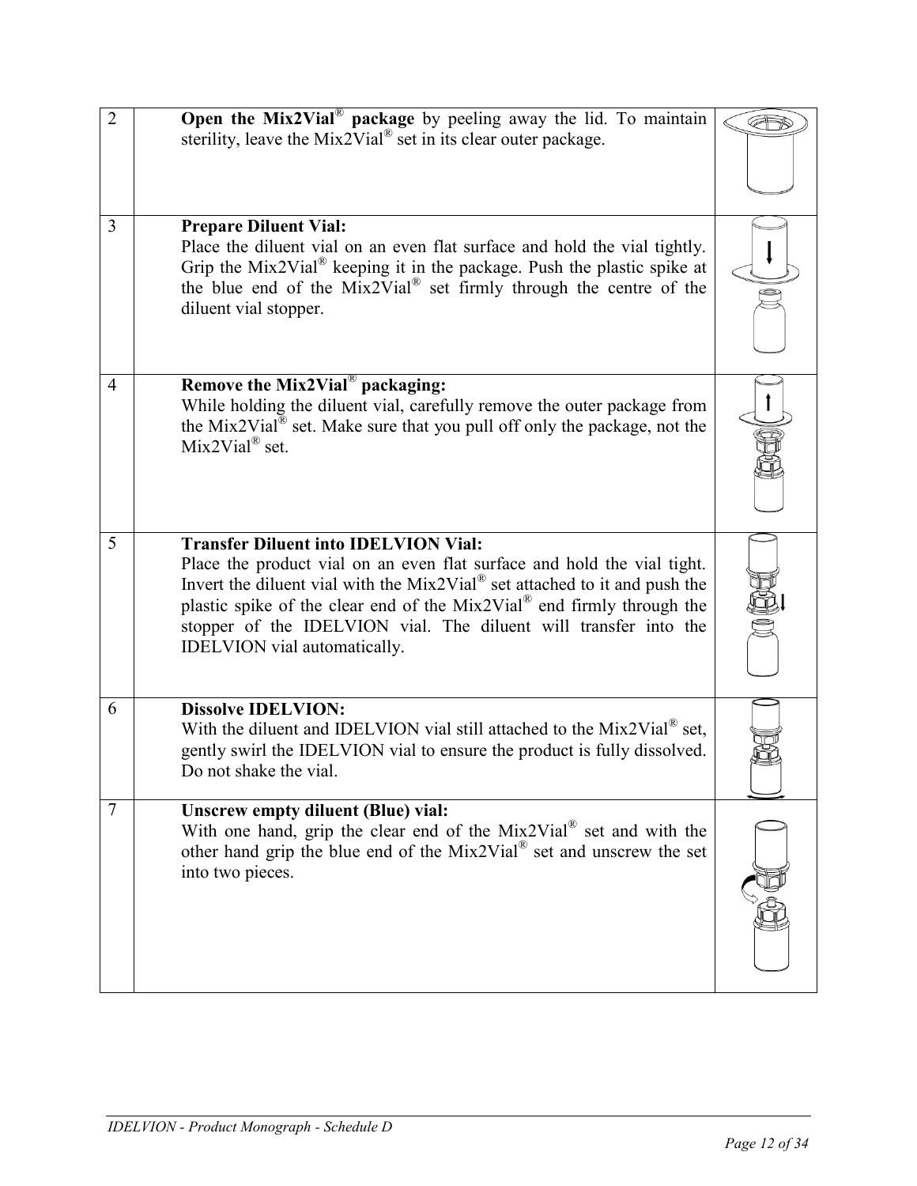| | | |
|---|---|---|
| 2 | **Open the Mix2Vial® package** by peeling away the lid. To maintain sterility, leave the Mix2Vial® set in its clear outer package. | |
| 3 | **Prepare Diluent Vial:**<br>Place the diluent vial on an even flat surface and hold the vial tightly. Grip the Mix2Vial® keeping it in the package. Push the plastic spike at the blue end of the Mix2Vial® set firmly through the centre of the diluent vial stopper. | |
| 4 | **Remove the Mix2Vial® packaging:**<br>While holding the diluent vial, carefully remove the outer package from the Mix2Vial® set. Make sure that you pull off only the package, not the Mix2Vial® set. | |
| 5 | **Transfer Diluent into IDELVION Vial:**<br>Place the product vial on an even flat surface and hold the vial tight. Invert the diluent vial with the Mix2Vial® set attached to it and push the plastic spike of the clear end of the Mix2Vial® end firmly through the stopper of the IDELVION vial. The diluent will transfer into the IDELVION vial automatically. | |
| 6 | **Dissolve IDELVION:**<br>With the diluent and IDELVION vial still attached to the Mix2Vial® set, gently swirl the IDELVION vial to ensure the product is fully dissolved. Do not shake the vial. | |
| 7 | **Unscrew empty diluent (Blue) vial:**<br>With one hand, grip the clear end of the Mix2Vial® set and with the other hand grip the blue end of the Mix2Vial® set and unscrew the set into two pieces. | |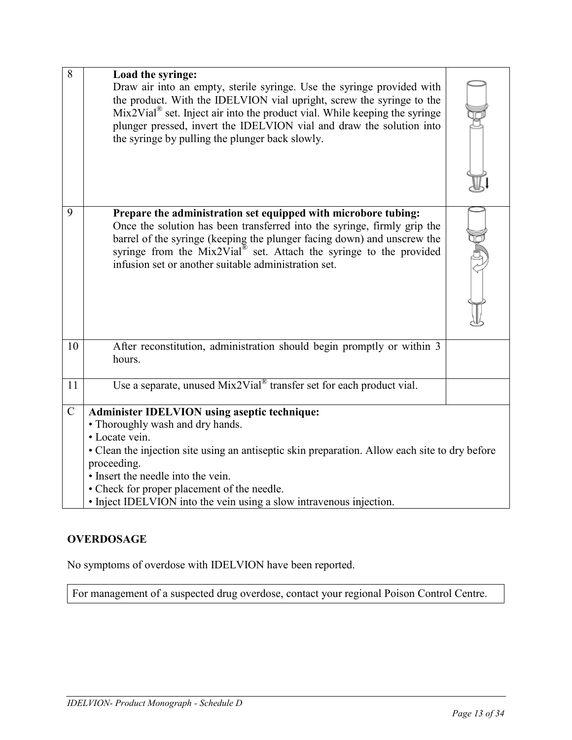| | | |
|---|---|---|
| 8 | **Load the syringe:**<br>Draw air into an empty, sterile syringe. Use the syringe provided with the product. With the IDELVION vial upright, screw the syringe to the Mix2Vial® set. Inject air into the product vial. While keeping the syringe plunger pressed, invert the IDELVION vial and draw the solution into the syringe by pulling the plunger back slowly. | |
| 9 | **Prepare the administration set equipped with microbore tubing:**<br>Once the solution has been transferred into the syringe, firmly grip the barrel of the syringe (keeping the plunger facing down) and unscrew the syringe from the Mix2Vial® set. Attach the syringe to the provided infusion set or another suitable administration set. | |
| 10 | After reconstitution, administration should begin promptly or within 3 hours. | |
| 11 | Use a separate, unused Mix2Vial® transfer set for each product vial. | |
| C | **Administer IDELVION using aseptic technique:**<br>• Thoroughly wash and dry hands.<br>• Locate vein.<br>• Clean the injection site using an antiseptic skin preparation. Allow each site to dry before proceeding.<br>• Insert the needle into the vein.<br>• Check for proper placement of the needle.<br>• Inject IDELVION into the vein using a slow intravenous injection. | |

## OVERDOSAGE

No symptoms of overdose with IDELVION have been reported.

| For management of a suspected drug overdose, contact your regional Poison Control Centre. |
|---|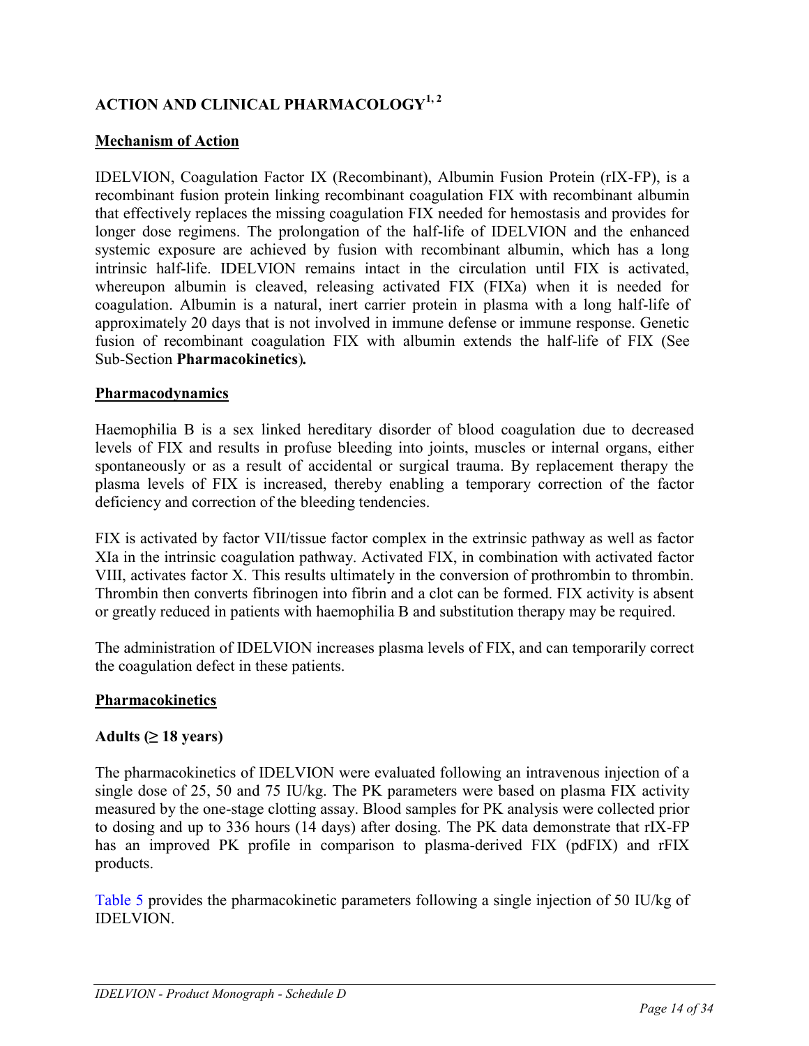## ACTION AND CLINICAL PHARMACOLOGY[1, 2]

### Mechanism of Action

IDELVION, Coagulation Factor IX (Recombinant), Albumin Fusion Protein (rIX-FP), is a recombinant fusion protein linking recombinant coagulation FIX with recombinant albumin that effectively replaces the missing coagulation FIX needed for hemostasis and provides for longer dose regimens. The prolongation of the half-life of IDELVION and the enhanced systemic exposure are achieved by fusion with recombinant albumin, which has a long intrinsic half-life. IDELVION remains intact in the circulation until FIX is activated, whereupon albumin is cleaved, releasing activated FIX (FIXa) when it is needed for coagulation. Albumin is a natural, inert carrier protein in plasma with a long half-life of approximately 20 days that is not involved in immune defense or immune response. Genetic fusion of recombinant coagulation FIX with albumin extends the half-life of FIX (See Sub-Section **Pharmacokinetics**)**.**

### Pharmacodynamics

Haemophilia B is a sex linked hereditary disorder of blood coagulation due to decreased levels of FIX and results in profuse bleeding into joints, muscles or internal organs, either spontaneously or as a result of accidental or surgical trauma. By replacement therapy the plasma levels of FIX is increased, thereby enabling a temporary correction of the factor deficiency and correction of the bleeding tendencies.

FIX is activated by factor VII/tissue factor complex in the extrinsic pathway as well as factor XIa in the intrinsic coagulation pathway. Activated FIX, in combination with activated factor VIII, activates factor X. This results ultimately in the conversion of prothrombin to thrombin. Thrombin then converts fibrinogen into fibrin and a clot can be formed. FIX activity is absent or greatly reduced in patients with haemophilia B and substitution therapy may be required.

The administration of IDELVION increases plasma levels of FIX, and can temporarily correct the coagulation defect in these patients.

### Pharmacokinetics

**Adults (≥ 18 years)**

The pharmacokinetics of IDELVION were evaluated following an intravenous injection of a single dose of 25, 50 and 75 IU/kg. The PK parameters were based on plasma FIX activity measured by the one-stage clotting assay. Blood samples for PK analysis were collected prior to dosing and up to 336 hours (14 days) after dosing. The PK data demonstrate that rIX-FP has an improved PK profile in comparison to plasma-derived FIX (pdFIX) and rFIX products.

Table 5 provides the pharmacokinetic parameters following a single injection of 50 IU/kg of IDELVION.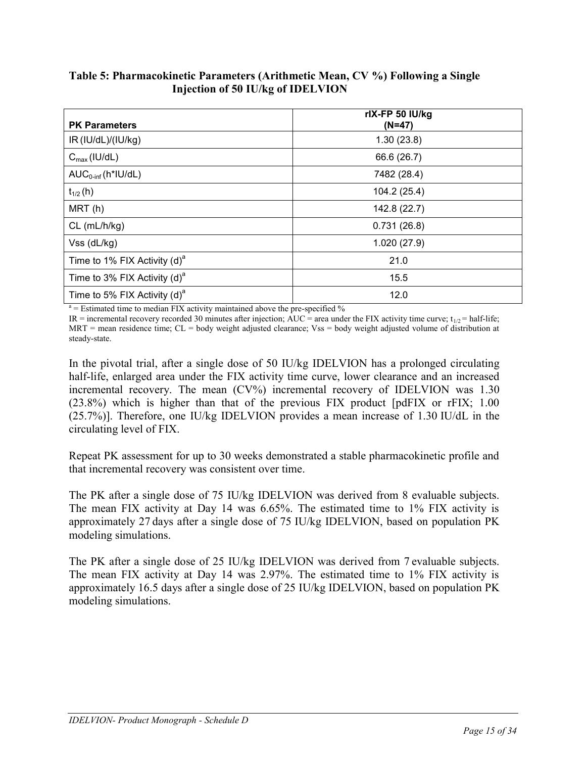**Table 5: Pharmacokinetic Parameters (Arithmetic Mean, CV %) Following a Single Injection of 50 IU/kg of IDELVION**

| PK Parameters | rIX-FP 50 IU/kg (N=47) |
|---|---|
| IR (IU/dL)/(IU/kg) | 1.30 (23.8) |
| $C_{max}$ (IU/dL) | 66.6 (26.7) |
| $AUC_{0\text{-}inf}$ (h*IU/dL) | 7482 (28.4) |
| $t_{1/2}$ (h) | 104.2 (25.4) |
| MRT (h) | 142.8 (22.7) |
| CL (mL/h/kg) | 0.731 (26.8) |
| Vss (dL/kg) | 1.020 (27.9) |
| Time to 1% FIX Activity (d)[a] | 21.0 |
| Time to 3% FIX Activity (d)[a] | 15.5 |
| Time to 5% FIX Activity (d)[a] | 12.0 |

[a] = Estimated time to median FIX activity maintained above the pre-specified %

IR = incremental recovery recorded 30 minutes after injection; AUC = area under the FIX activity time curve; $t_{1/2}$ = half-life; MRT = mean residence time; CL = body weight adjusted clearance; Vss = body weight adjusted volume of distribution at steady-state.

In the pivotal trial, after a single dose of 50 IU/kg IDELVION has a prolonged circulating half-life, enlarged area under the FIX activity time curve, lower clearance and an increased incremental recovery. The mean (CV%) incremental recovery of IDELVION was 1.30 (23.8%) which is higher than that of the previous FIX product [pdFIX or rFIX; 1.00 (25.7%)]. Therefore, one IU/kg IDELVION provides a mean increase of 1.30 IU/dL in the circulating level of FIX.

Repeat PK assessment for up to 30 weeks demonstrated a stable pharmacokinetic profile and that incremental recovery was consistent over time.

The PK after a single dose of 75 IU/kg IDELVION was derived from 8 evaluable subjects. The mean FIX activity at Day 14 was 6.65%. The estimated time to 1% FIX activity is approximately 27 days after a single dose of 75 IU/kg IDELVION, based on population PK modeling simulations.

The PK after a single dose of 25 IU/kg IDELVION was derived from 7 evaluable subjects. The mean FIX activity at Day 14 was 2.97%. The estimated time to 1% FIX activity is approximately 16.5 days after a single dose of 25 IU/kg IDELVION, based on population PK modeling simulations.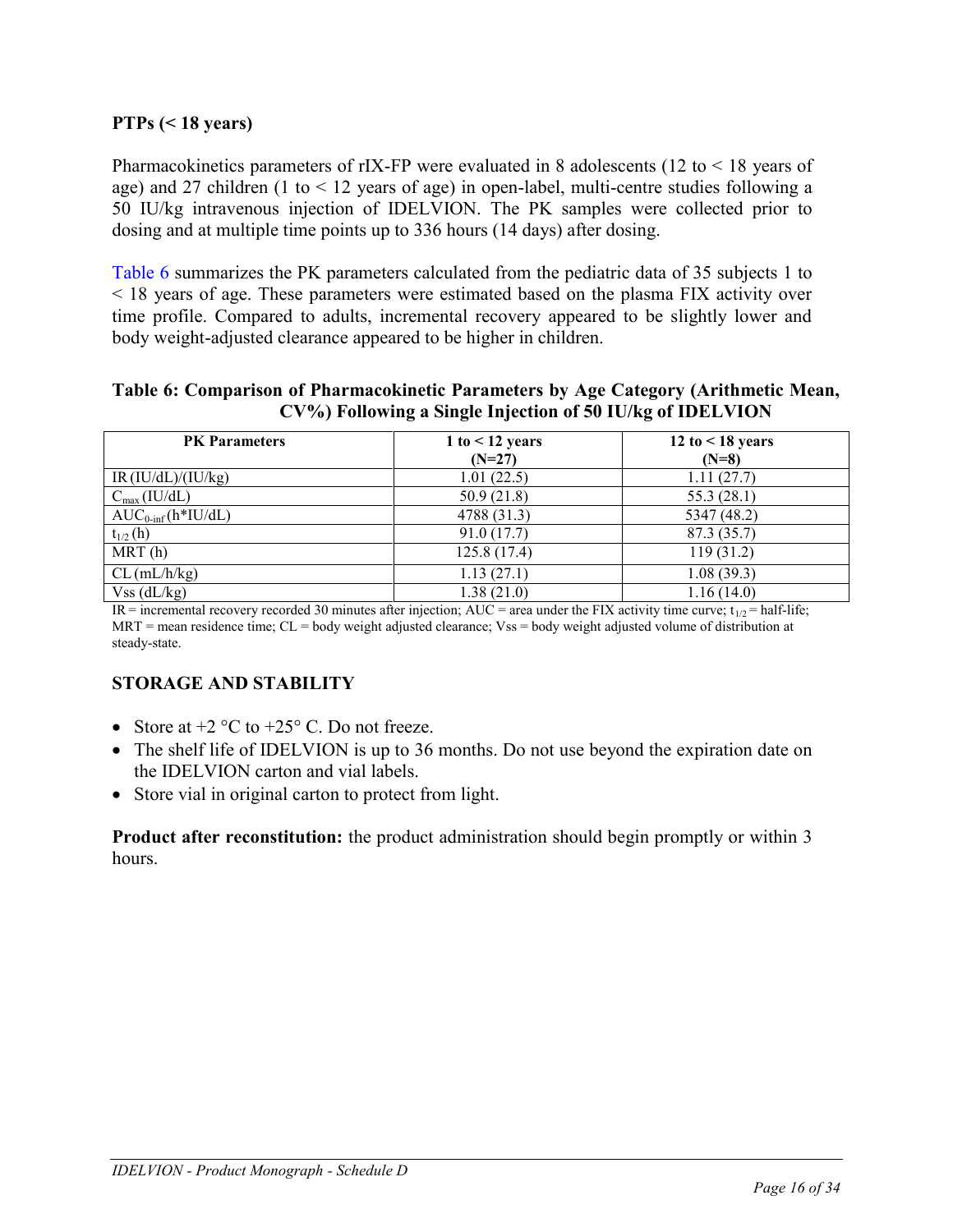**PTPs (< 18 years)**

Pharmacokinetics parameters of rIX-FP were evaluated in 8 adolescents (12 to < 18 years of age) and 27 children (1 to < 12 years of age) in open-label, multi-centre studies following a 50 IU/kg intravenous injection of IDELVION. The PK samples were collected prior to dosing and at multiple time points up to 336 hours (14 days) after dosing.

Table 6 summarizes the PK parameters calculated from the pediatric data of 35 subjects 1 to < 18 years of age. These parameters were estimated based on the plasma FIX activity over time profile. Compared to adults, incremental recovery appeared to be slightly lower and body weight-adjusted clearance appeared to be higher in children.

**Table 6: Comparison of Pharmacokinetic Parameters by Age Category (Arithmetic Mean, CV%) Following a Single Injection of 50 IU/kg of IDELVION**

| PK Parameters | 1 to < 12 years (N=27) | 12 to < 18 years (N=8) |
|---|---|---|
| IR (IU/dL)/(IU/kg) | 1.01 (22.5) | 1.11 (27.7) |
| $C_{max}$ (IU/dL) | 50.9 (21.8) | 55.3 (28.1) |
| $AUC_{0-inf}$ (h*IU/dL) | 4788 (31.3) | 5347 (48.2) |
| $t_{1/2}$ (h) | 91.0 (17.7) | 87.3 (35.7) |
| MRT (h) | 125.8 (17.4) | 119 (31.2) |
| CL (mL/h/kg) | 1.13 (27.1) | 1.08 (39.3) |
| Vss (dL/kg) | 1.38 (21.0) | 1.16 (14.0) |

IR = incremental recovery recorded 30 minutes after injection; AUC = area under the FIX activity time curve; $t_{1/2}$ = half-life; MRT = mean residence time; CL = body weight adjusted clearance; Vss = body weight adjusted volume of distribution at steady-state.

## STORAGE AND STABILITY

- Store at +2 °C to +25° C. Do not freeze.
- The shelf life of IDELVION is up to 36 months. Do not use beyond the expiration date on the IDELVION carton and vial labels.
- Store vial in original carton to protect from light.

**Product after reconstitution:** the product administration should begin promptly or within 3 hours.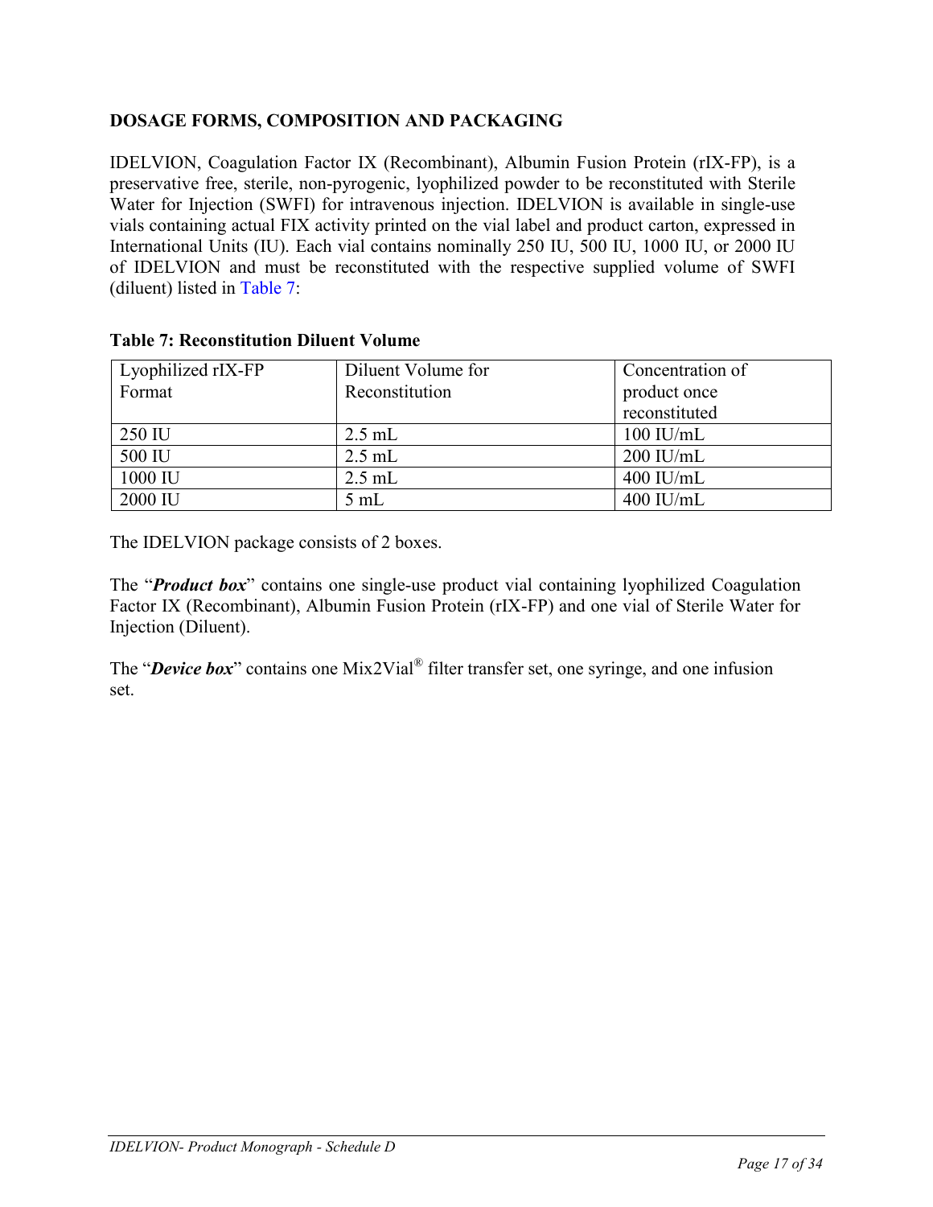## DOSAGE FORMS, COMPOSITION AND PACKAGING

IDELVION, Coagulation Factor IX (Recombinant), Albumin Fusion Protein (rIX-FP), is a preservative free, sterile, non-pyrogenic, lyophilized powder to be reconstituted with Sterile Water for Injection (SWFI) for intravenous injection. IDELVION is available in single-use vials containing actual FIX activity printed on the vial label and product carton, expressed in International Units (IU). Each vial contains nominally 250 IU, 500 IU, 1000 IU, or 2000 IU of IDELVION and must be reconstituted with the respective supplied volume of SWFI (diluent) listed in Table 7:

**Table 7: Reconstitution Diluent Volume**

| Lyophilized rIX-FP Format | Diluent Volume for Reconstitution | Concentration of product once reconstituted |
|---|---|---|
| 250 IU | 2.5 mL | 100 IU/mL |
| 500 IU | 2.5 mL | 200 IU/mL |
| 1000 IU | 2.5 mL | 400 IU/mL |
| 2000 IU | 5 mL | 400 IU/mL |

The IDELVION package consists of 2 boxes.

The "***Product box***" contains one single-use product vial containing lyophilized Coagulation Factor IX (Recombinant), Albumin Fusion Protein (rIX-FP) and one vial of Sterile Water for Injection (Diluent).

The "***Device box***" contains one Mix2Vial® filter transfer set, one syringe, and one infusion set.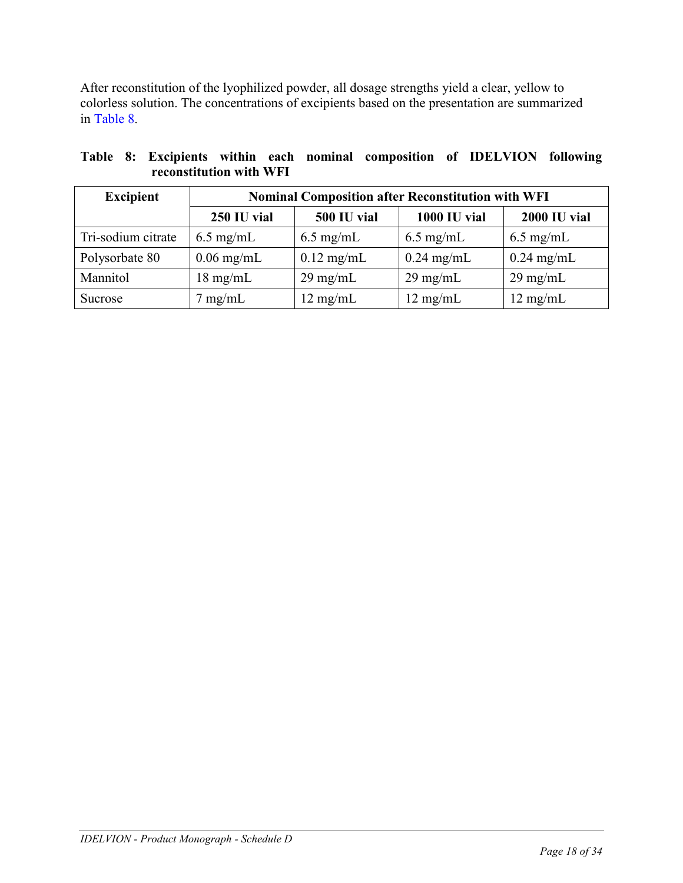After reconstitution of the lyophilized powder, all dosage strengths yield a clear, yellow to colorless solution. The concentrations of excipients based on the presentation are summarized in Table 8.

**Table 8: Excipients within each nominal composition of IDELVION following reconstitution with WFI**

| Excipient | Nominal Composition after Reconstitution with WFI | | | |
|---|---|---|---|---|
| | **250 IU vial** | **500 IU vial** | **1000 IU vial** | **2000 IU vial** |
| Tri-sodium citrate | 6.5 mg/mL | 6.5 mg/mL | 6.5 mg/mL | 6.5 mg/mL |
| Polysorbate 80 | 0.06 mg/mL | 0.12 mg/mL | 0.24 mg/mL | 0.24 mg/mL |
| Mannitol | 18 mg/mL | 29 mg/mL | 29 mg/mL | 29 mg/mL |
| Sucrose | 7 mg/mL | 12 mg/mL | 12 mg/mL | 12 mg/mL |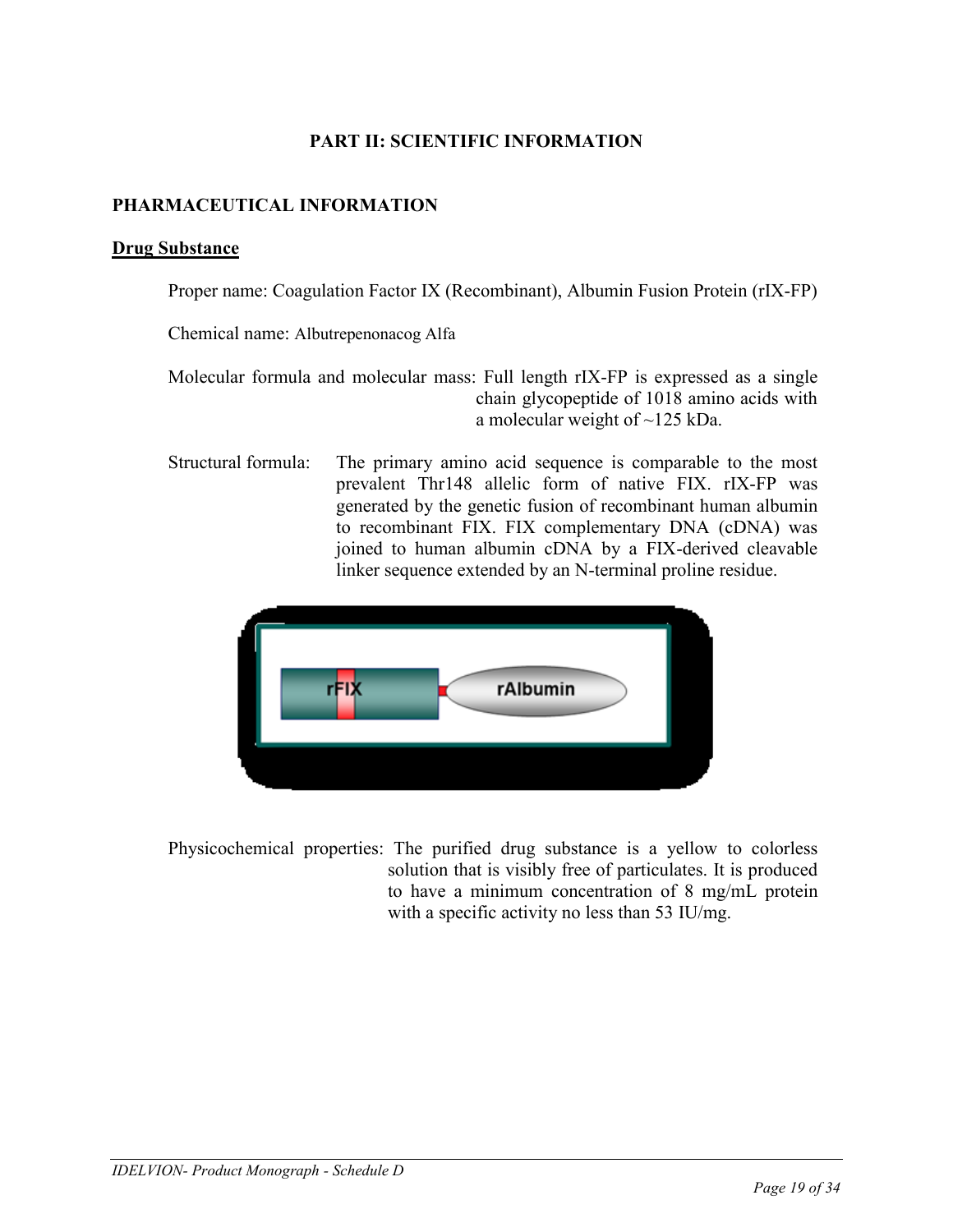# PART II: SCIENTIFIC INFORMATION

## PHARMACEUTICAL INFORMATION

### Drug Substance

Proper name: Coagulation Factor IX (Recombinant), Albumin Fusion Protein (rIX-FP)

Chemical name: Albutrepenonacog Alfa

Molecular formula and molecular mass: Full length rIX-FP is expressed as a single chain glycopeptide of 1018 amino acids with a molecular weight of ~125 kDa.

Structural formula: The primary amino acid sequence is comparable to the most prevalent Thr148 allelic form of native FIX. rIX-FP was generated by the genetic fusion of recombinant human albumin to recombinant FIX. FIX complementary DNA (cDNA) was joined to human albumin cDNA by a FIX-derived cleavable linker sequence extended by an N-terminal proline residue.

rFIX — rAlbumin

Physicochemical properties: The purified drug substance is a yellow to colorless solution that is visibly free of particulates. It is produced to have a minimum concentration of 8 mg/mL protein with a specific activity no less than 53 IU/mg.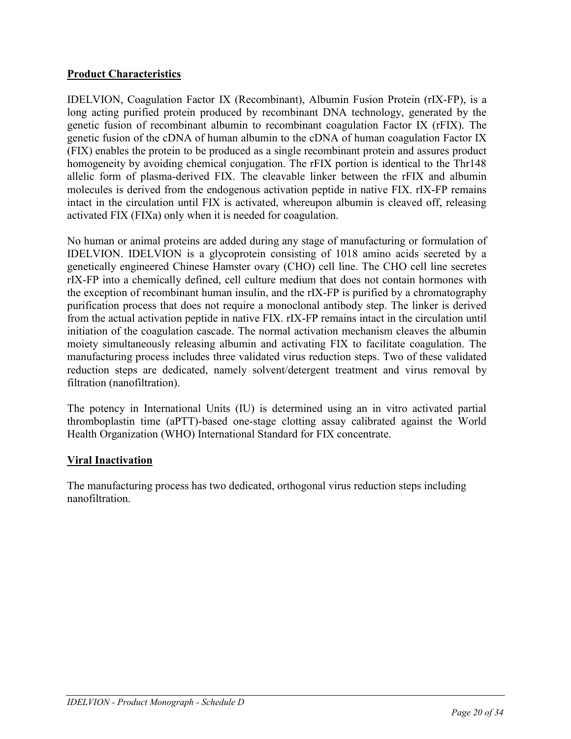**Product Characteristics**

IDELVION, Coagulation Factor IX (Recombinant), Albumin Fusion Protein (rIX-FP), is a long acting purified protein produced by recombinant DNA technology, generated by the genetic fusion of recombinant albumin to recombinant coagulation Factor IX (rFIX). The genetic fusion of the cDNA of human albumin to the cDNA of human coagulation Factor IX (FIX) enables the protein to be produced as a single recombinant protein and assures product homogeneity by avoiding chemical conjugation. The rFIX portion is identical to the Thr148 allelic form of plasma-derived FIX. The cleavable linker between the rFIX and albumin molecules is derived from the endogenous activation peptide in native FIX. rIX-FP remains intact in the circulation until FIX is activated, whereupon albumin is cleaved off, releasing activated FIX (FIXa) only when it is needed for coagulation.

No human or animal proteins are added during any stage of manufacturing or formulation of IDELVION. IDELVION is a glycoprotein consisting of 1018 amino acids secreted by a genetically engineered Chinese Hamster ovary (CHO) cell line. The CHO cell line secretes rIX-FP into a chemically defined, cell culture medium that does not contain hormones with the exception of recombinant human insulin, and the rIX-FP is purified by a chromatography purification process that does not require a monoclonal antibody step. The linker is derived from the actual activation peptide in native FIX. rIX-FP remains intact in the circulation until initiation of the coagulation cascade. The normal activation mechanism cleaves the albumin moiety simultaneously releasing albumin and activating FIX to facilitate coagulation. The manufacturing process includes three validated virus reduction steps. Two of these validated reduction steps are dedicated, namely solvent/detergent treatment and virus removal by filtration (nanofiltration).

The potency in International Units (IU) is determined using an in vitro activated partial thromboplastin time (aPTT)-based one-stage clotting assay calibrated against the World Health Organization (WHO) International Standard for FIX concentrate.

**Viral Inactivation**

The manufacturing process has two dedicated, orthogonal virus reduction steps including nanofiltration.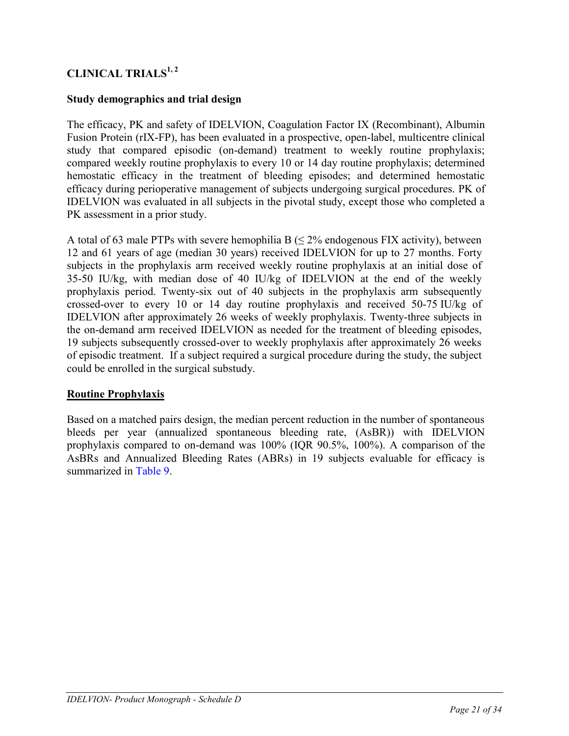## CLINICAL TRIALS[1, 2]

### Study demographics and trial design

The efficacy, PK and safety of IDELVION, Coagulation Factor IX (Recombinant), Albumin Fusion Protein (rIX-FP), has been evaluated in a prospective, open-label, multicentre clinical study that compared episodic (on-demand) treatment to weekly routine prophylaxis; compared weekly routine prophylaxis to every 10 or 14 day routine prophylaxis; determined hemostatic efficacy in the treatment of bleeding episodes; and determined hemostatic efficacy during perioperative management of subjects undergoing surgical procedures. PK of IDELVION was evaluated in all subjects in the pivotal study, except those who completed a PK assessment in a prior study.

A total of 63 male PTPs with severe hemophilia B (≤ 2% endogenous FIX activity), between 12 and 61 years of age (median 30 years) received IDELVION for up to 27 months. Forty subjects in the prophylaxis arm received weekly routine prophylaxis at an initial dose of 35-50 IU/kg, with median dose of 40 IU/kg of IDELVION at the end of the weekly prophylaxis period. Twenty-six out of 40 subjects in the prophylaxis arm subsequently crossed-over to every 10 or 14 day routine prophylaxis and received 50-75 IU/kg of IDELVION after approximately 26 weeks of weekly prophylaxis. Twenty-three subjects in the on-demand arm received IDELVION as needed for the treatment of bleeding episodes, 19 subjects subsequently crossed-over to weekly prophylaxis after approximately 26 weeks of episodic treatment. If a subject required a surgical procedure during the study, the subject could be enrolled in the surgical substudy.

### Routine Prophylaxis

Based on a matched pairs design, the median percent reduction in the number of spontaneous bleeds per year (annualized spontaneous bleeding rate, (AsBR)) with IDELVION prophylaxis compared to on-demand was 100% (IQR 90.5%, 100%). A comparison of the AsBRs and Annualized Bleeding Rates (ABRs) in 19 subjects evaluable for efficacy is summarized in Table 9.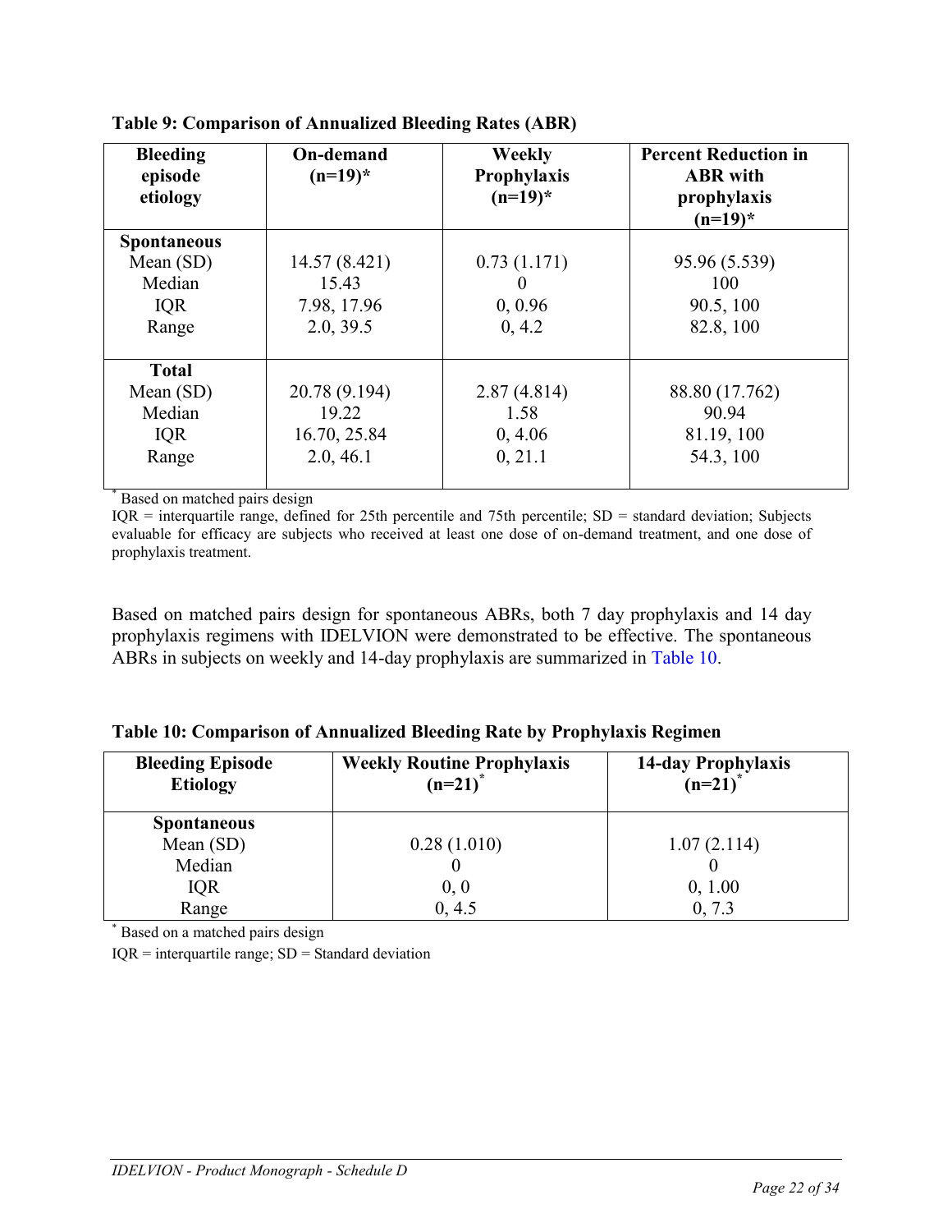**Table 9: Comparison of Annualized Bleeding Rates (ABR)**

| Bleeding episode etiology | On-demand (n=19)* | Weekly Prophylaxis (n=19)* | Percent Reduction in ABR with prophylaxis (n=19)* |
|---|---|---|---|
| **Spontaneous** | | | |
| Mean (SD) | 14.57 (8.421) | 0.73 (1.171) | 95.96 (5.539) |
| Median | 15.43 | 0 | 100 |
| IQR | 7.98, 17.96 | 0, 0.96 | 90.5, 100 |
| Range | 2.0, 39.5 | 0, 4.2 | 82.8, 100 |
| **Total** | | | |
| Mean (SD) | 20.78 (9.194) | 2.87 (4.814) | 88.80 (17.762) |
| Median | 19.22 | 1.58 | 90.94 |
| IQR | 16.70, 25.84 | 0, 4.06 | 81.19, 100 |
| Range | 2.0, 46.1 | 0, 21.1 | 54.3, 100 |

* Based on matched pairs design

IQR = interquartile range, defined for 25th percentile and 75th percentile; SD = standard deviation; Subjects evaluable for efficacy are subjects who received at least one dose of on-demand treatment, and one dose of prophylaxis treatment.

Based on matched pairs design for spontaneous ABRs, both 7 day prophylaxis and 14 day prophylaxis regimens with IDELVION were demonstrated to be effective. The spontaneous ABRs in subjects on weekly and 14-day prophylaxis are summarized in Table 10.

**Table 10: Comparison of Annualized Bleeding Rate by Prophylaxis Regimen**

| Bleeding Episode Etiology | Weekly Routine Prophylaxis (n=21)* | 14-day Prophylaxis (n=21)* |
|---|---|---|
| **Spontaneous** | | |
| Mean (SD) | 0.28 (1.010) | 1.07 (2.114) |
| Median | 0 | 0 |
| IQR | 0, 0 | 0, 1.00 |
| Range | 0, 4.5 | 0, 7.3 |

* Based on a matched pairs design

IQR = interquartile range; SD = Standard deviation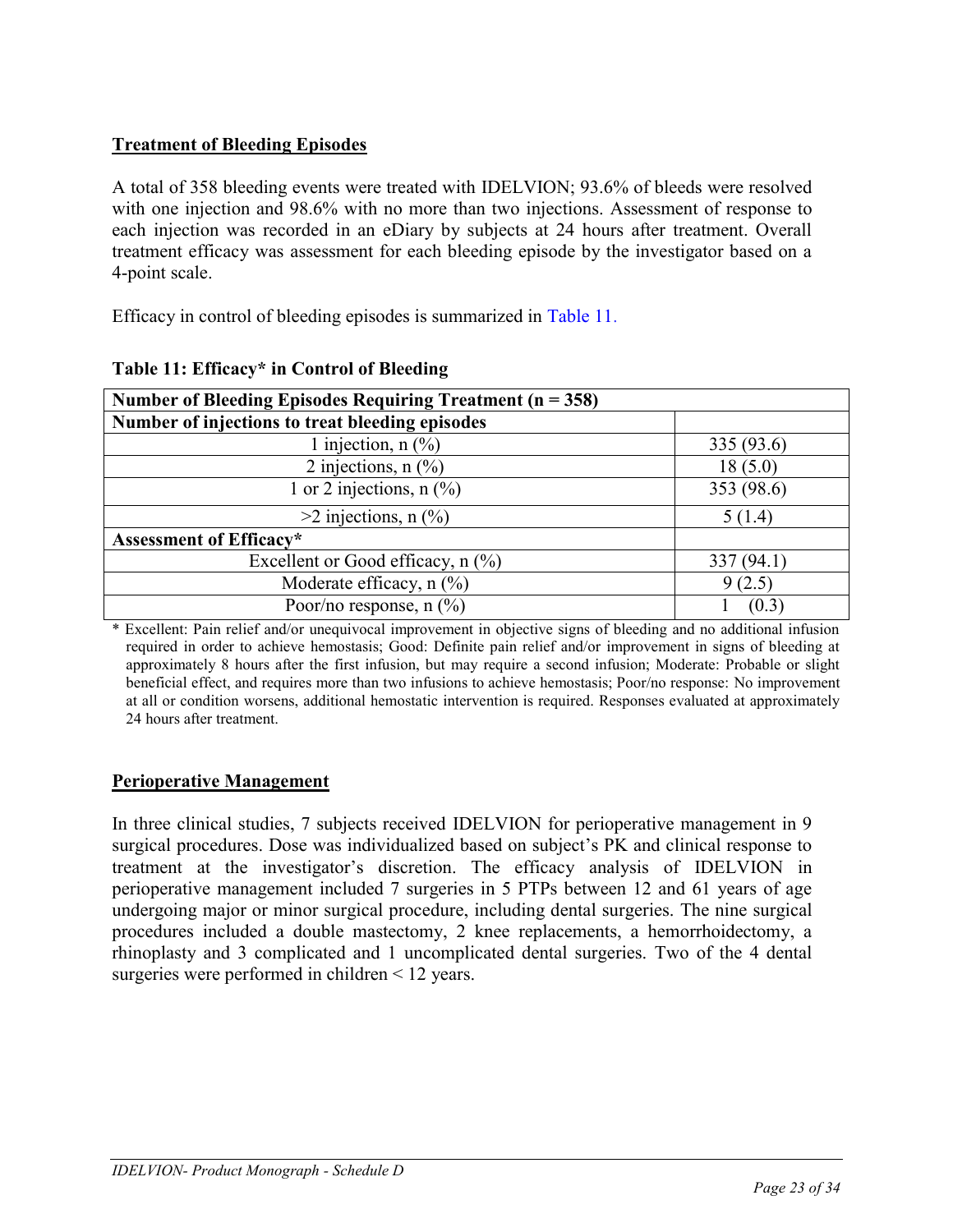## Treatment of Bleeding Episodes

A total of 358 bleeding events were treated with IDELVION; 93.6% of bleeds were resolved with one injection and 98.6% with no more than two injections. Assessment of response to each injection was recorded in an eDiary by subjects at 24 hours after treatment. Overall treatment efficacy was assessment for each bleeding episode by the investigator based on a 4-point scale.

Efficacy in control of bleeding episodes is summarized in Table 11.

**Table 11: Efficacy* in Control of Bleeding**

| **Number of Bleeding Episodes Requiring Treatment (n = 358)** | |
|---|---|
| **Number of injections to treat bleeding episodes** | |
| 1 injection, n (%) | 335 (93.6) |
| 2 injections, n (%) | 18 (5.0) |
| 1 or 2 injections, n (%) | 353 (98.6) |
| >2 injections, n (%) | 5 (1.4) |
| **Assessment of Efficacy*** | |
| Excellent or Good efficacy, n (%) | 337 (94.1) |
| Moderate efficacy, n (%) | 9 (2.5) |
| Poor/no response, n (%) | 1 (0.3) |

* Excellent: Pain relief and/or unequivocal improvement in objective signs of bleeding and no additional infusion required in order to achieve hemostasis; Good: Definite pain relief and/or improvement in signs of bleeding at approximately 8 hours after the first infusion, but may require a second infusion; Moderate: Probable or slight beneficial effect, and requires more than two infusions to achieve hemostasis; Poor/no response: No improvement at all or condition worsens, additional hemostatic intervention is required. Responses evaluated at approximately 24 hours after treatment.

## Perioperative Management

In three clinical studies, 7 subjects received IDELVION for perioperative management in 9 surgical procedures. Dose was individualized based on subject's PK and clinical response to treatment at the investigator's discretion. The efficacy analysis of IDELVION in perioperative management included 7 surgeries in 5 PTPs between 12 and 61 years of age undergoing major or minor surgical procedure, including dental surgeries. The nine surgical procedures included a double mastectomy, 2 knee replacements, a hemorrhoidectomy, a rhinoplasty and 3 complicated and 1 uncomplicated dental surgeries. Two of the 4 dental surgeries were performed in children < 12 years.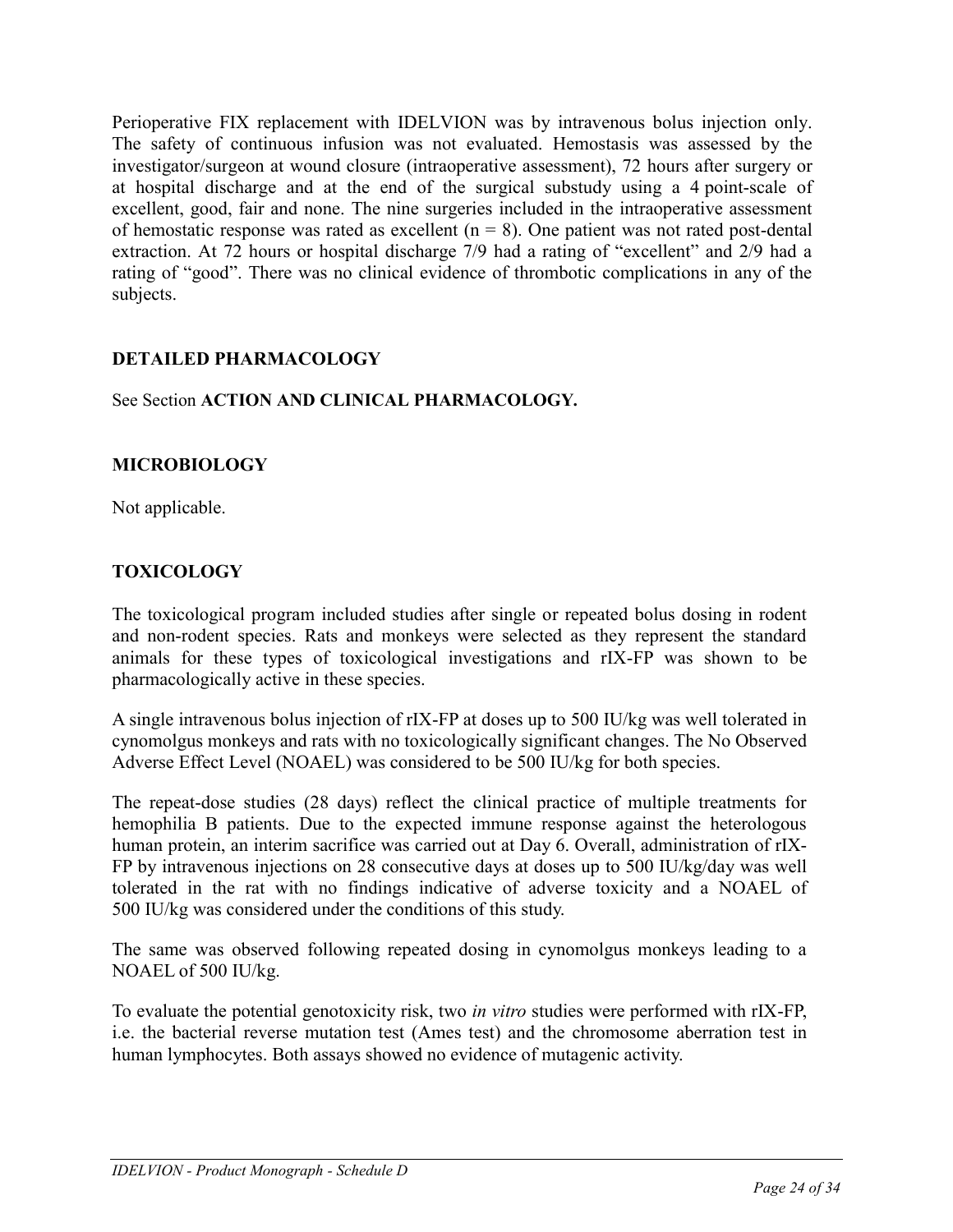Perioperative FIX replacement with IDELVION was by intravenous bolus injection only. The safety of continuous infusion was not evaluated. Hemostasis was assessed by the investigator/surgeon at wound closure (intraoperative assessment), 72 hours after surgery or at hospital discharge and at the end of the surgical substudy using a 4 point-scale of excellent, good, fair and none. The nine surgeries included in the intraoperative assessment of hemostatic response was rated as excellent (n = 8). One patient was not rated post-dental extraction. At 72 hours or hospital discharge 7/9 had a rating of "excellent" and 2/9 had a rating of "good". There was no clinical evidence of thrombotic complications in any of the subjects.

## DETAILED PHARMACOLOGY

See Section **ACTION AND CLINICAL PHARMACOLOGY.**

## MICROBIOLOGY

Not applicable.

## TOXICOLOGY

The toxicological program included studies after single or repeated bolus dosing in rodent and non-rodent species. Rats and monkeys were selected as they represent the standard animals for these types of toxicological investigations and rIX-FP was shown to be pharmacologically active in these species.

A single intravenous bolus injection of rIX-FP at doses up to 500 IU/kg was well tolerated in cynomolgus monkeys and rats with no toxicologically significant changes. The No Observed Adverse Effect Level (NOAEL) was considered to be 500 IU/kg for both species.

The repeat-dose studies (28 days) reflect the clinical practice of multiple treatments for hemophilia B patients. Due to the expected immune response against the heterologous human protein, an interim sacrifice was carried out at Day 6. Overall, administration of rIX-FP by intravenous injections on 28 consecutive days at doses up to 500 IU/kg/day was well tolerated in the rat with no findings indicative of adverse toxicity and a NOAEL of 500 IU/kg was considered under the conditions of this study.

The same was observed following repeated dosing in cynomolgus monkeys leading to a NOAEL of 500 IU/kg.

To evaluate the potential genotoxicity risk, two *in vitro* studies were performed with rIX-FP, i.e. the bacterial reverse mutation test (Ames test) and the chromosome aberration test in human lymphocytes. Both assays showed no evidence of mutagenic activity.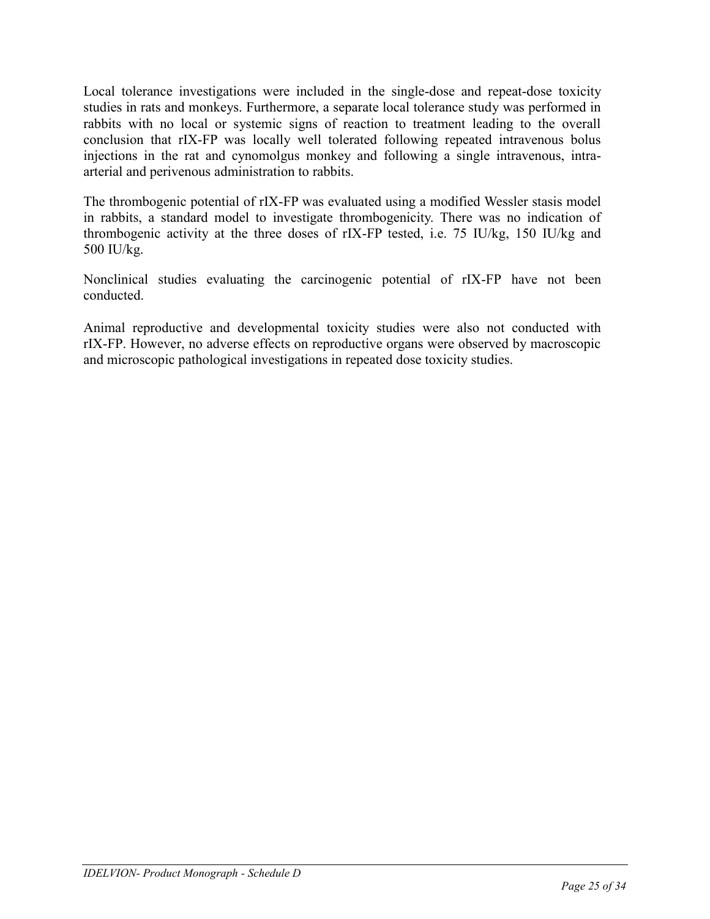Local tolerance investigations were included in the single-dose and repeat-dose toxicity studies in rats and monkeys. Furthermore, a separate local tolerance study was performed in rabbits with no local or systemic signs of reaction to treatment leading to the overall conclusion that rIX-FP was locally well tolerated following repeated intravenous bolus injections in the rat and cynomolgus monkey and following a single intravenous, intra-arterial and perivenous administration to rabbits.

The thrombogenic potential of rIX-FP was evaluated using a modified Wessler stasis model in rabbits, a standard model to investigate thrombogenicity. There was no indication of thrombogenic activity at the three doses of rIX-FP tested, i.e. 75 IU/kg, 150 IU/kg and 500 IU/kg.

Nonclinical studies evaluating the carcinogenic potential of rIX-FP have not been conducted.

Animal reproductive and developmental toxicity studies were also not conducted with rIX-FP. However, no adverse effects on reproductive organs were observed by macroscopic and microscopic pathological investigations in repeated dose toxicity studies.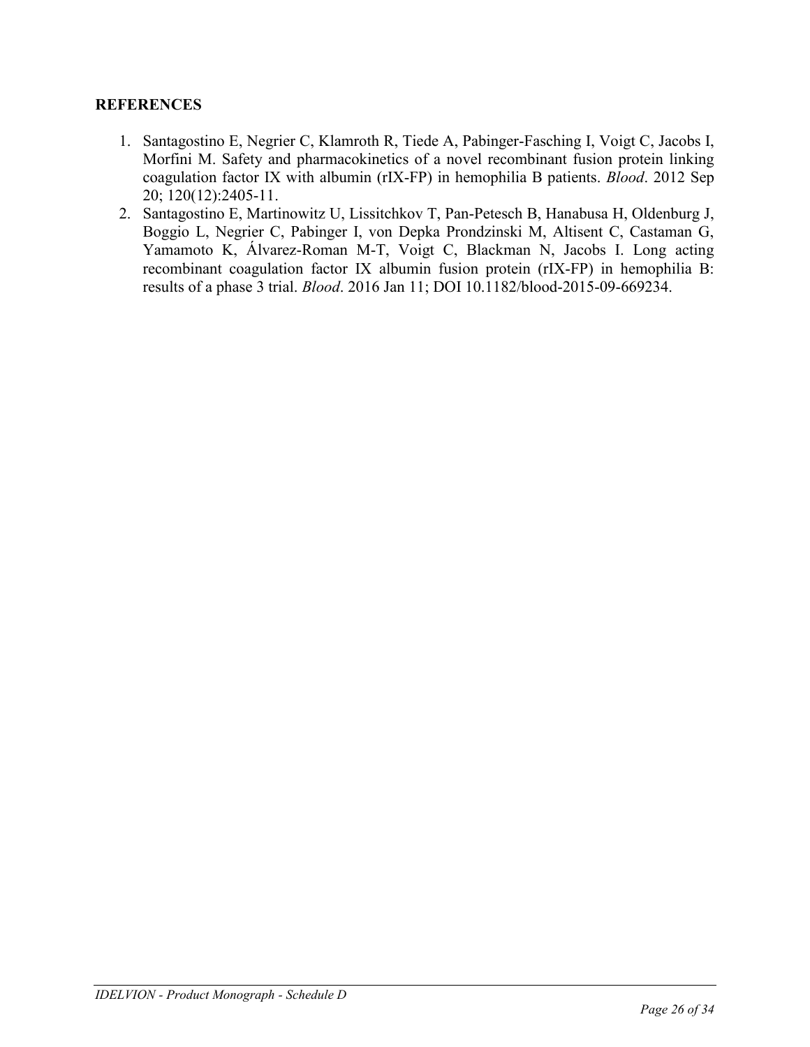## REFERENCES

1. Santagostino E, Negrier C, Klamroth R, Tiede A, Pabinger-Fasching I, Voigt C, Jacobs I, Morfini M. Safety and pharmacokinetics of a novel recombinant fusion protein linking coagulation factor IX with albumin (rIX-FP) in hemophilia B patients. *Blood*. 2012 Sep 20; 120(12):2405-11.
2. Santagostino E, Martinowitz U, Lissitchkov T, Pan-Petesch B, Hanabusa H, Oldenburg J, Boggio L, Negrier C, Pabinger I, von Depka Prondzinski M, Altisent C, Castaman G, Yamamoto K, Álvarez-Roman M-T, Voigt C, Blackman N, Jacobs I. Long acting recombinant coagulation factor IX albumin fusion protein (rIX-FP) in hemophilia B: results of a phase 3 trial. *Blood*. 2016 Jan 11; DOI 10.1182/blood-2015-09-669234.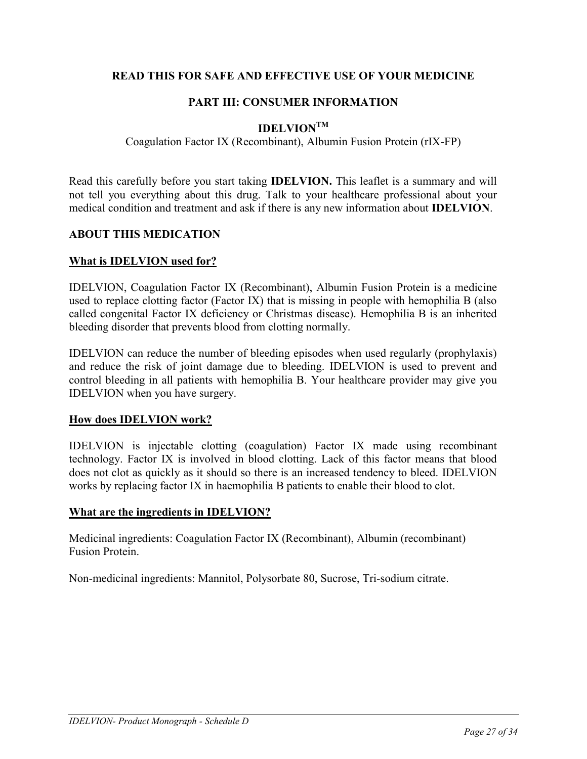**READ THIS FOR SAFE AND EFFECTIVE USE OF YOUR MEDICINE**

# PART III: CONSUMER INFORMATION

## IDELVION™

Coagulation Factor IX (Recombinant), Albumin Fusion Protein (rIX-FP)

Read this carefully before you start taking **IDELVION.** This leaflet is a summary and will not tell you everything about this drug. Talk to your healthcare professional about your medical condition and treatment and ask if there is any new information about **IDELVION**.

## ABOUT THIS MEDICATION

### What is IDELVION used for?

IDELVION, Coagulation Factor IX (Recombinant), Albumin Fusion Protein is a medicine used to replace clotting factor (Factor IX) that is missing in people with hemophilia B (also called congenital Factor IX deficiency or Christmas disease). Hemophilia B is an inherited bleeding disorder that prevents blood from clotting normally.

IDELVION can reduce the number of bleeding episodes when used regularly (prophylaxis) and reduce the risk of joint damage due to bleeding. IDELVION is used to prevent and control bleeding in all patients with hemophilia B. Your healthcare provider may give you IDELVION when you have surgery.

### How does IDELVION work?

IDELVION is injectable clotting (coagulation) Factor IX made using recombinant technology. Factor IX is involved in blood clotting. Lack of this factor means that blood does not clot as quickly as it should so there is an increased tendency to bleed. IDELVION works by replacing factor IX in haemophilia B patients to enable their blood to clot.

### What are the ingredients in IDELVION?

Medicinal ingredients: Coagulation Factor IX (Recombinant), Albumin (recombinant) Fusion Protein.

Non-medicinal ingredients: Mannitol, Polysorbate 80, Sucrose, Tri-sodium citrate.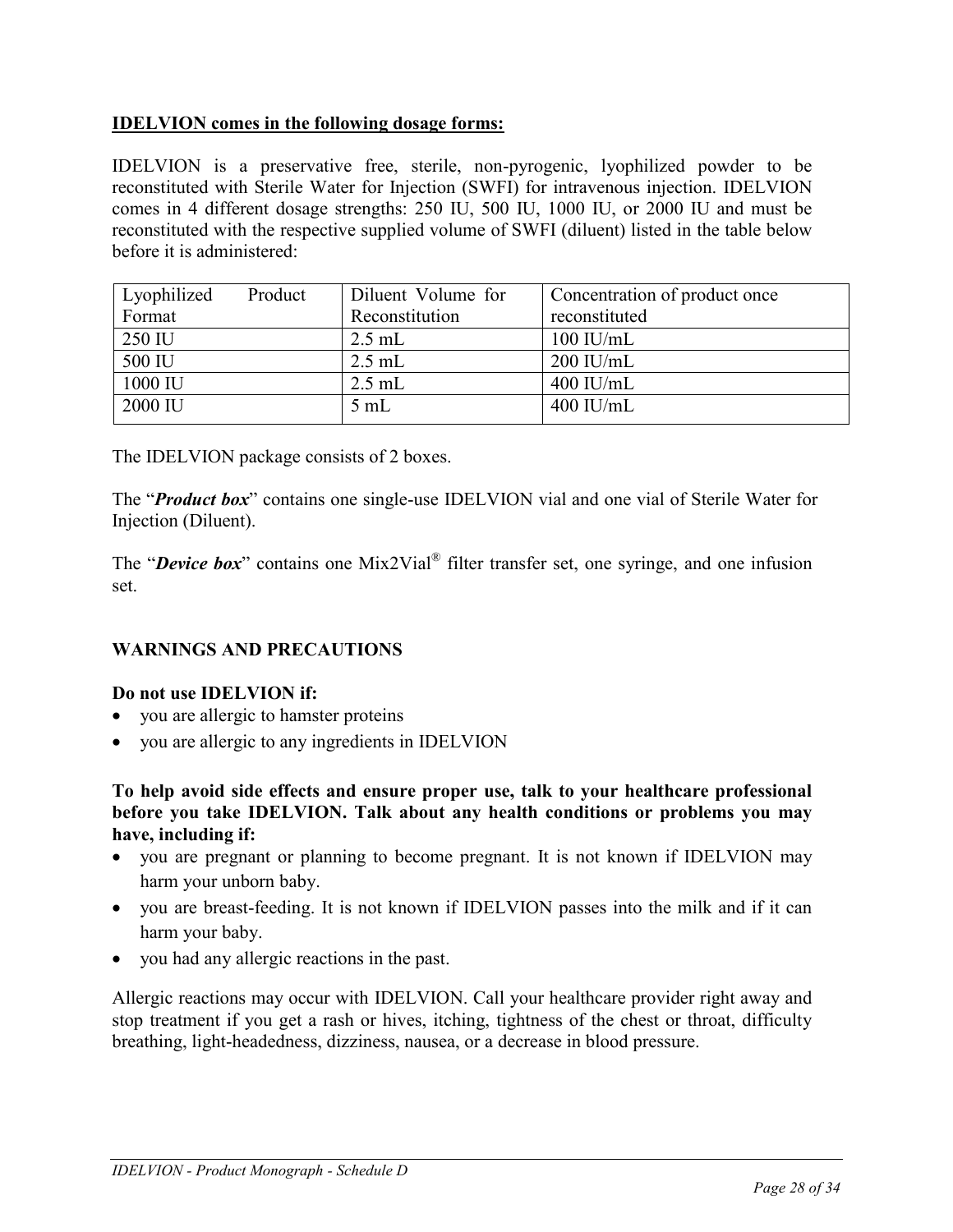**IDELVION comes in the following dosage forms:**

IDELVION is a preservative free, sterile, non-pyrogenic, lyophilized powder to be reconstituted with Sterile Water for Injection (SWFI) for intravenous injection. IDELVION comes in 4 different dosage strengths: 250 IU, 500 IU, 1000 IU, or 2000 IU and must be reconstituted with the respective supplied volume of SWFI (diluent) listed in the table below before it is administered:

| Lyophilized Product Format | Diluent Volume for Reconstitution | Concentration of product once reconstituted |
| --- | --- | --- |
| 250 IU | 2.5 mL | 100 IU/mL |
| 500 IU | 2.5 mL | 200 IU/mL |
| 1000 IU | 2.5 mL | 400 IU/mL |
| 2000 IU | 5 mL | 400 IU/mL |

The IDELVION package consists of 2 boxes.

The "***Product box***" contains one single-use IDELVION vial and one vial of Sterile Water for Injection (Diluent).

The "***Device box***" contains one Mix2Vial® filter transfer set, one syringe, and one infusion set.

## WARNINGS AND PRECAUTIONS

**Do not use IDELVION if:**

- you are allergic to hamster proteins
- you are allergic to any ingredients in IDELVION

**To help avoid side effects and ensure proper use, talk to your healthcare professional before you take IDELVION. Talk about any health conditions or problems you may have, including if:**

- you are pregnant or planning to become pregnant. It is not known if IDELVION may harm your unborn baby.
- you are breast-feeding. It is not known if IDELVION passes into the milk and if it can harm your baby.
- you had any allergic reactions in the past.

Allergic reactions may occur with IDELVION. Call your healthcare provider right away and stop treatment if you get a rash or hives, itching, tightness of the chest or throat, difficulty breathing, light-headedness, dizziness, nausea, or a decrease in blood pressure.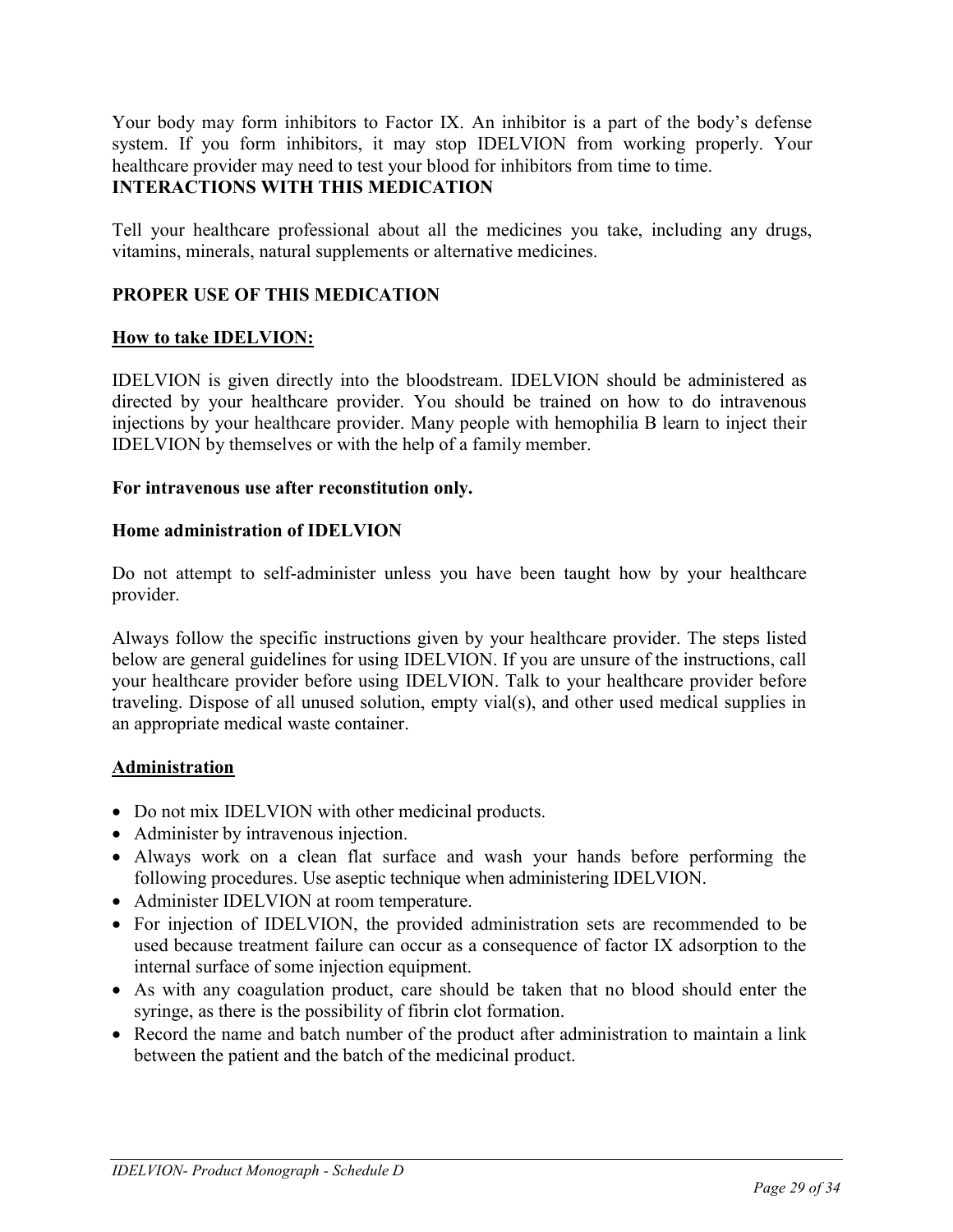Your body may form inhibitors to Factor IX. An inhibitor is a part of the body's defense system. If you form inhibitors, it may stop IDELVION from working properly. Your healthcare provider may need to test your blood for inhibitors from time to time.

## INTERACTIONS WITH THIS MEDICATION

Tell your healthcare professional about all the medicines you take, including any drugs, vitamins, minerals, natural supplements or alternative medicines.

## PROPER USE OF THIS MEDICATION

### How to take IDELVION:

IDELVION is given directly into the bloodstream. IDELVION should be administered as directed by your healthcare provider. You should be trained on how to do intravenous injections by your healthcare provider. Many people with hemophilia B learn to inject their IDELVION by themselves or with the help of a family member.

**For intravenous use after reconstitution only.**

**Home administration of IDELVION**

Do not attempt to self-administer unless you have been taught how by your healthcare provider.

Always follow the specific instructions given by your healthcare provider. The steps listed below are general guidelines for using IDELVION. If you are unsure of the instructions, call your healthcare provider before using IDELVION. Talk to your healthcare provider before traveling. Dispose of all unused solution, empty vial(s), and other used medical supplies in an appropriate medical waste container.

### Administration

- Do not mix IDELVION with other medicinal products.
- Administer by intravenous injection.
- Always work on a clean flat surface and wash your hands before performing the following procedures. Use aseptic technique when administering IDELVION.
- Administer IDELVION at room temperature.
- For injection of IDELVION, the provided administration sets are recommended to be used because treatment failure can occur as a consequence of factor IX adsorption to the internal surface of some injection equipment.
- As with any coagulation product, care should be taken that no blood should enter the syringe, as there is the possibility of fibrin clot formation.
- Record the name and batch number of the product after administration to maintain a link between the patient and the batch of the medicinal product.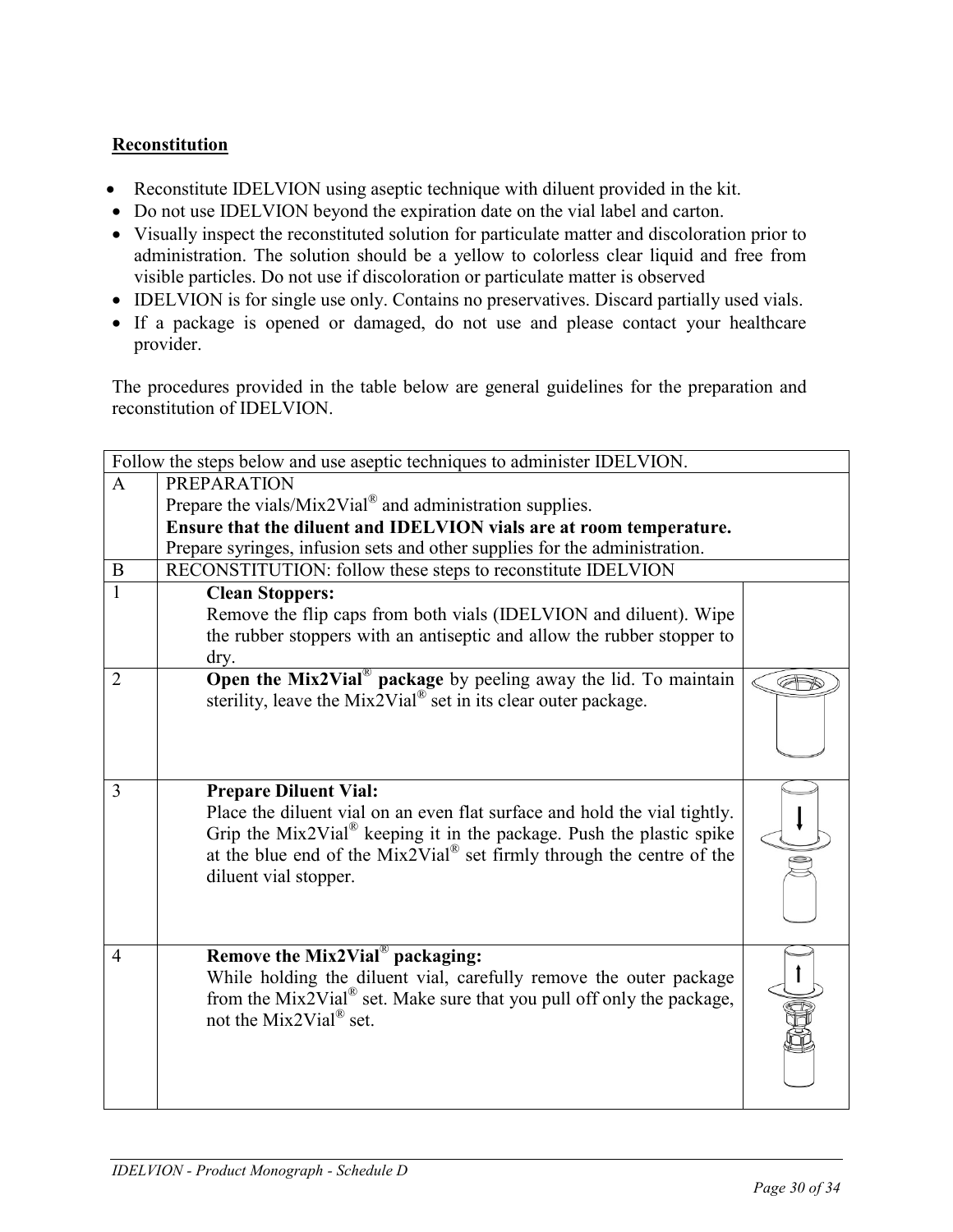## Reconstitution

- Reconstitute IDELVION using aseptic technique with diluent provided in the kit.
- Do not use IDELVION beyond the expiration date on the vial label and carton.
- Visually inspect the reconstituted solution for particulate matter and discoloration prior to administration. The solution should be a yellow to colorless clear liquid and free from visible particles. Do not use if discoloration or particulate matter is observed
- IDELVION is for single use only. Contains no preservatives. Discard partially used vials.
- If a package is opened or damaged, do not use and please contact your healthcare provider.

The procedures provided in the table below are general guidelines for the preparation and reconstitution of IDELVION.

| Follow the steps below and use aseptic techniques to administer IDELVION. | | |
|---|---|---|
| A | PREPARATION<br>Prepare the vials/Mix2Vial® and administration supplies.<br>**Ensure that the diluent and IDELVION vials are at room temperature.**<br>Prepare syringes, infusion sets and other supplies for the administration. | |
| B | RECONSTITUTION: follow these steps to reconstitute IDELVION | |
| 1 | **Clean Stoppers:**<br>Remove the flip caps from both vials (IDELVION and diluent). Wipe the rubber stoppers with an antiseptic and allow the rubber stopper to dry. | |
| 2 | **Open the Mix2Vial® package** by peeling away the lid. To maintain sterility, leave the Mix2Vial® set in its clear outer package. | |
| 3 | **Prepare Diluent Vial:**<br>Place the diluent vial on an even flat surface and hold the vial tightly. Grip the Mix2Vial® keeping it in the package. Push the plastic spike at the blue end of the Mix2Vial® set firmly through the centre of the diluent vial stopper. | |
| 4 | **Remove the Mix2Vial® packaging:**<br>While holding the diluent vial, carefully remove the outer package from the Mix2Vial® set. Make sure that you pull off only the package, not the Mix2Vial® set. | |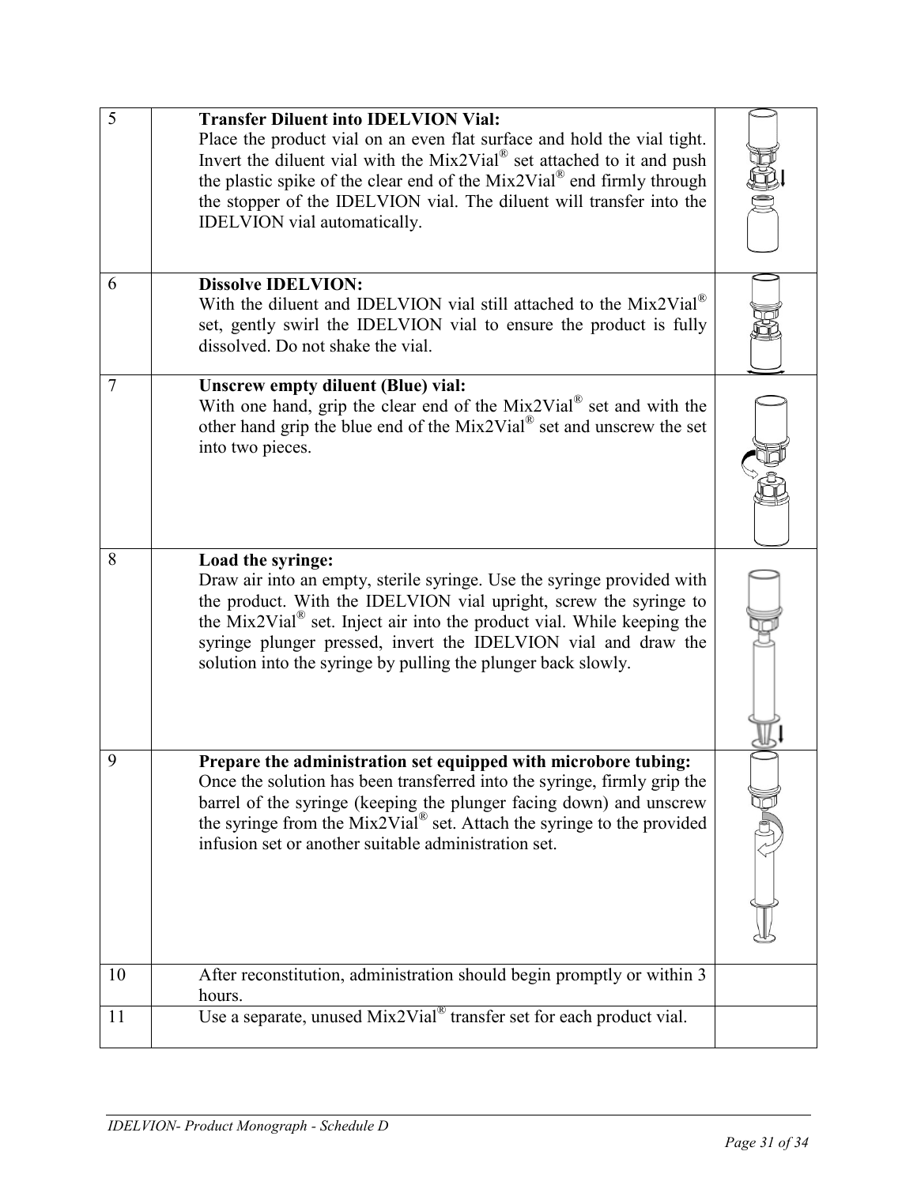| | | |
|---|---|---|
| 5 | **Transfer Diluent into IDELVION Vial:** Place the product vial on an even flat surface and hold the vial tight. Invert the diluent vial with the Mix2Vial® set attached to it and push the plastic spike of the clear end of the Mix2Vial® end firmly through the stopper of the IDELVION vial. The diluent will transfer into the IDELVION vial automatically. | |
| 6 | **Dissolve IDELVION:** With the diluent and IDELVION vial still attached to the Mix2Vial® set, gently swirl the IDELVION vial to ensure the product is fully dissolved. Do not shake the vial. | |
| 7 | **Unscrew empty diluent (Blue) vial:** With one hand, grip the clear end of the Mix2Vial® set and with the other hand grip the blue end of the Mix2Vial® set and unscrew the set into two pieces. | |
| 8 | **Load the syringe:** Draw air into an empty, sterile syringe. Use the syringe provided with the product. With the IDELVION vial upright, screw the syringe to the Mix2Vial® set. Inject air into the product vial. While keeping the syringe plunger pressed, invert the IDELVION vial and draw the solution into the syringe by pulling the plunger back slowly. | |
| 9 | **Prepare the administration set equipped with microbore tubing:** Once the solution has been transferred into the syringe, firmly grip the barrel of the syringe (keeping the plunger facing down) and unscrew the syringe from the Mix2Vial® set. Attach the syringe to the provided infusion set or another suitable administration set. | |
| 10 | After reconstitution, administration should begin promptly or within 3 hours. | |
| 11 | Use a separate, unused Mix2Vial® transfer set for each product vial. | |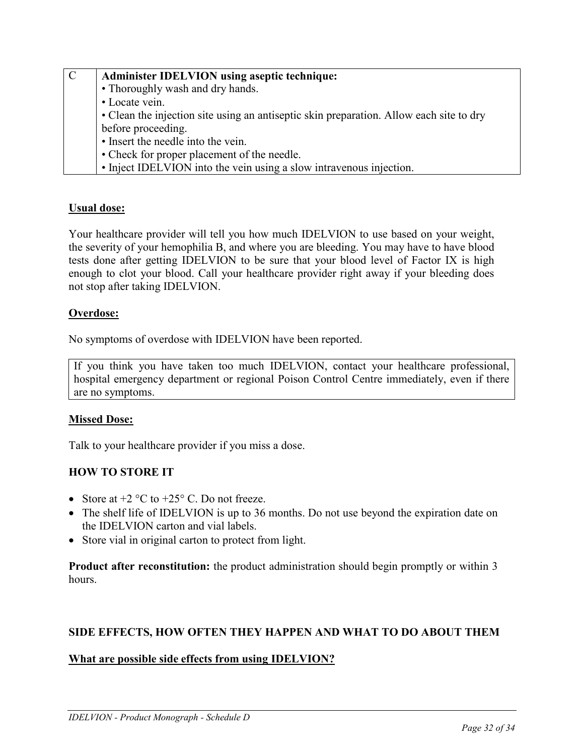| C | **Administer IDELVION using aseptic technique:**<br>• Thoroughly wash and dry hands.<br>• Locate vein.<br>• Clean the injection site using an antiseptic skin preparation. Allow each site to dry before proceeding.<br>• Insert the needle into the vein.<br>• Check for proper placement of the needle.<br>• Inject IDELVION into the vein using a slow intravenous injection. |
|---|---|

**Usual dose:**

Your healthcare provider will tell you how much IDELVION to use based on your weight, the severity of your hemophilia B, and where you are bleeding. You may have to have blood tests done after getting IDELVION to be sure that your blood level of Factor IX is high enough to clot your blood. Call your healthcare provider right away if your bleeding does not stop after taking IDELVION.

**Overdose:**

No symptoms of overdose with IDELVION have been reported.

| If you think you have taken too much IDELVION, contact your healthcare professional, hospital emergency department or regional Poison Control Centre immediately, even if there are no symptoms. |
|---|

**Missed Dose:**

Talk to your healthcare provider if you miss a dose.

**HOW TO STORE IT**

- Store at +2 °C to +25° C. Do not freeze.
- The shelf life of IDELVION is up to 36 months. Do not use beyond the expiration date on the IDELVION carton and vial labels.
- Store vial in original carton to protect from light.

**Product after reconstitution:** the product administration should begin promptly or within 3 hours.

**SIDE EFFECTS, HOW OFTEN THEY HAPPEN AND WHAT TO DO ABOUT THEM**

**What are possible side effects from using IDELVION?**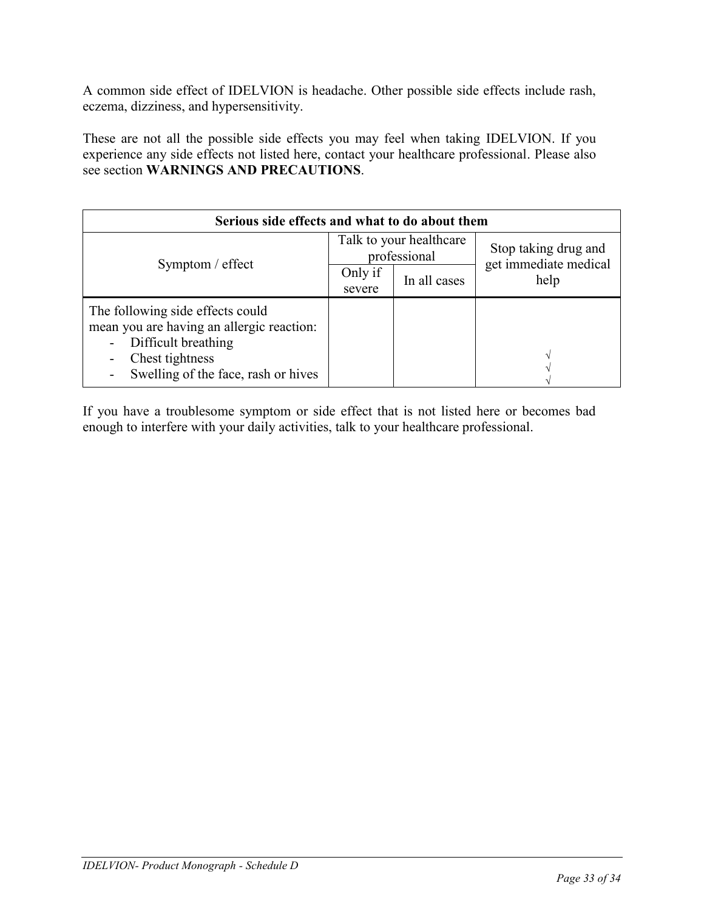A common side effect of IDELVION is headache. Other possible side effects include rash, eczema, dizziness, and hypersensitivity.

These are not all the possible side effects you may feel when taking IDELVION. If you experience any side effects not listed here, contact your healthcare professional. Please also see section **WARNINGS AND PRECAUTIONS**.

| **Serious side effects and what to do about them** | | | |
|---|---|---|---|
| Symptom / effect | Talk to your healthcare professional | | Stop taking drug and get immediate medical help |
| | Only if severe | In all cases | |
| The following side effects could mean you are having an allergic reaction:<br>- Difficult breathing<br>- Chest tightness<br>- Swelling of the face, rash or hives | | | <br><br>√<br>√<br>√ |

If you have a troublesome symptom or side effect that is not listed here or becomes bad enough to interfere with your daily activities, talk to your healthcare professional.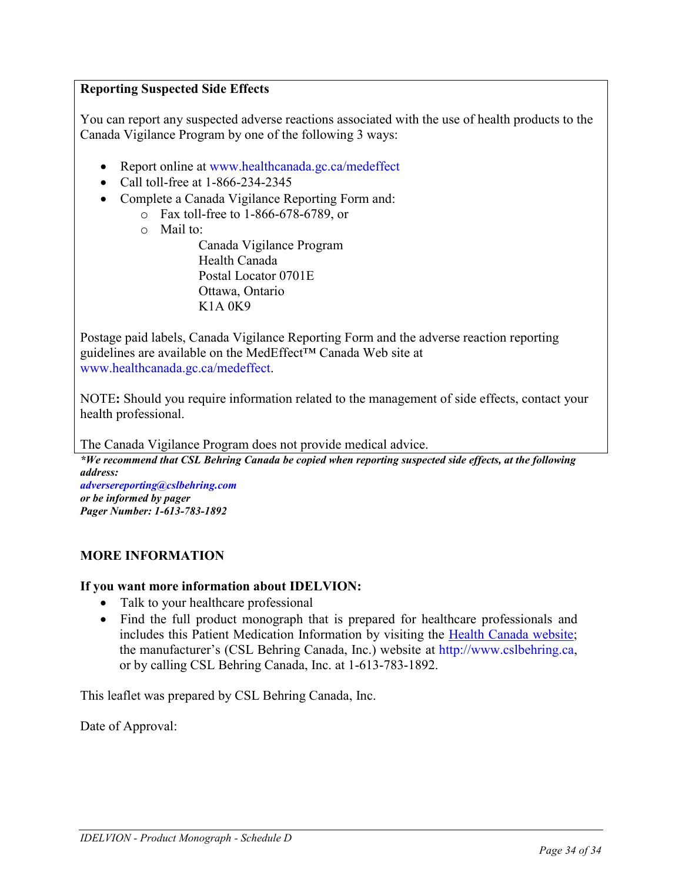**Reporting Suspected Side Effects**

You can report any suspected adverse reactions associated with the use of health products to the Canada Vigilance Program by one of the following 3 ways:

- Report online at www.healthcanada.gc.ca/medeffect
- Call toll-free at 1-866-234-2345
- Complete a Canada Vigilance Reporting Form and:
    - Fax toll-free to 1-866-678-6789, or
    - Mail to:

      Canada Vigilance Program
      Health Canada
      Postal Locator 0701E
      Ottawa, Ontario
      K1A 0K9

Postage paid labels, Canada Vigilance Reporting Form and the adverse reaction reporting guidelines are available on the MedEffect™ Canada Web site at www.healthcanada.gc.ca/medeffect.

NOTE**:** Should you require information related to the management of side effects, contact your health professional.

The Canada Vigilance Program does not provide medical advice.

***We recommend that CSL Behring Canada be copied when reporting suspected side effects, at the following address:***
***adversereporting@cslbehring.com***
***or be informed by pager***
***Pager Number: 1-613-783-1892***

## MORE INFORMATION

**If you want more information about IDELVION:**

- Talk to your healthcare professional
- Find the full product monograph that is prepared for healthcare professionals and includes this Patient Medication Information by visiting the Health Canada website; the manufacturer's (CSL Behring Canada, Inc.) website at http://www.cslbehring.ca, or by calling CSL Behring Canada, Inc. at 1-613-783-1892.

This leaflet was prepared by CSL Behring Canada, Inc.

Date of Approval: